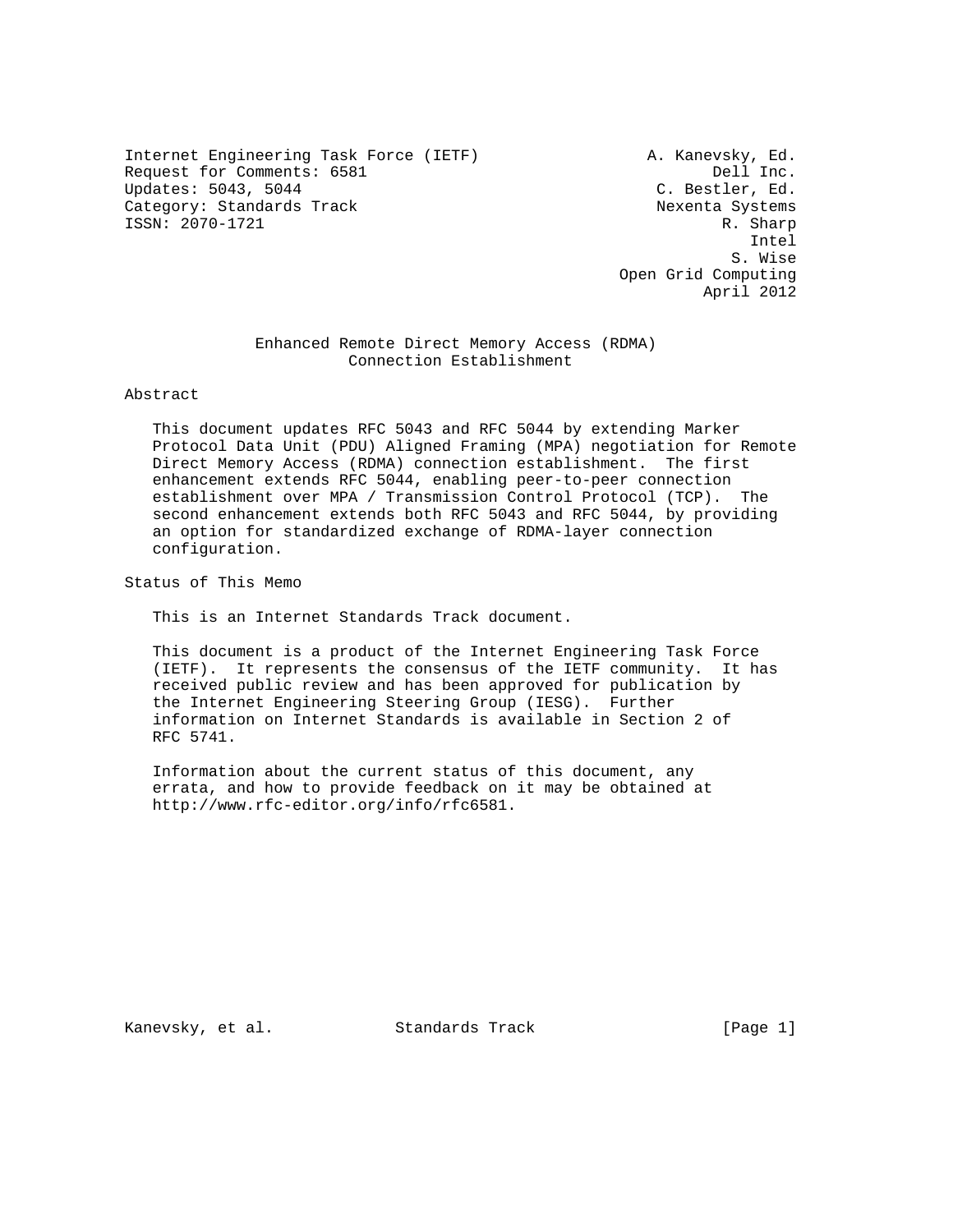Internet Engineering Task Force (IETF) A. Kanevsky, Ed.
Request for Comments: 6581 Dell Inc.
Updates: 5043, 5044 C. Bestler, Ed.
Category: Standards Track Nexenta Systems
ISSN: 2070-1721 R. Sharp
Intel
S. Wise
Open Grid Computing
April 2012

# Enhanced Remote Direct Memory Access (RDMA) Connection Establishment

## Abstract

This document updates RFC 5043 and RFC 5044 by extending Marker Protocol Data Unit (PDU) Aligned Framing (MPA) negotiation for Remote Direct Memory Access (RDMA) connection establishment. The first enhancement extends RFC 5044, enabling peer-to-peer connection establishment over MPA / Transmission Control Protocol (TCP). The second enhancement extends both RFC 5043 and RFC 5044, by providing an option for standardized exchange of RDMA-layer connection configuration.

## Status of This Memo

This is an Internet Standards Track document.

This document is a product of the Internet Engineering Task Force (IETF). It represents the consensus of the IETF community. It has received public review and has been approved for publication by the Internet Engineering Steering Group (IESG). Further information on Internet Standards is available in Section 2 of RFC 5741.

Information about the current status of this document, any errata, and how to provide feedback on it may be obtained at http://www.rfc-editor.org/info/rfc6581.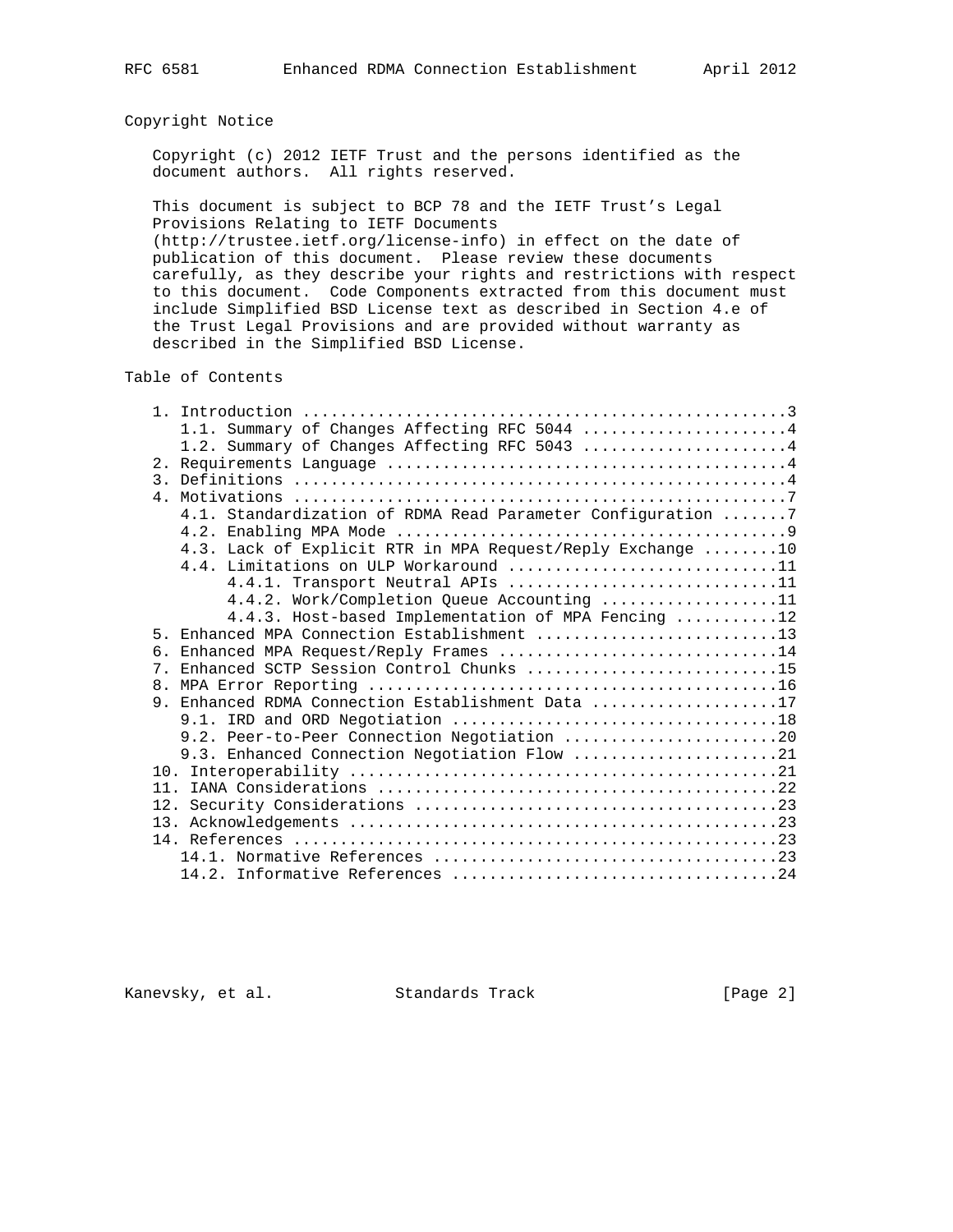## Copyright Notice

Copyright (c) 2012 IETF Trust and the persons identified as the document authors. All rights reserved.

This document is subject to BCP 78 and the IETF Trust's Legal Provisions Relating to IETF Documents (http://trustee.ietf.org/license-info) in effect on the date of publication of this document. Please review these documents carefully, as they describe your rights and restrictions with respect to this document. Code Components extracted from this document must include Simplified BSD License text as described in Section 4.e of the Trust Legal Provisions and are provided without warranty as described in the Simplified BSD License.

## Table of Contents

```
   1. Introduction ....................................................3
      1.1. Summary of Changes Affecting RFC 5044 ......................4
      1.2. Summary of Changes Affecting RFC 5043 ......................4
   2. Requirements Language ...........................................4
   3. Definitions .....................................................4
   4. Motivations .....................................................7
      4.1. Standardization of RDMA Read Parameter Configuration .......7
      4.2. Enabling MPA Mode ..........................................9
      4.3. Lack of Explicit RTR in MPA Request/Reply Exchange ........10
      4.4. Limitations on ULP Workaround .............................11
           4.4.1. Transport Neutral APIs .............................11
           4.4.2. Work/Completion Queue Accounting ...................11
           4.4.3. Host-based Implementation of MPA Fencing ...........12
   5. Enhanced MPA Connection Establishment ..........................13
   6. Enhanced MPA Request/Reply Frames ..............................14
   7. Enhanced SCTP Session Control Chunks ...........................15
   8. MPA Error Reporting ............................................16
   9. Enhanced RDMA Connection Establishment Data ....................17
      9.1. IRD and ORD Negotiation ...................................18
      9.2. Peer-to-Peer Connection Negotiation .......................20
      9.3. Enhanced Connection Negotiation Flow ......................21
   10. Interoperability ..............................................21
   11. IANA Considerations ...........................................22
   12. Security Considerations .......................................23
   13. Acknowledgements ..............................................23
   14. References ....................................................23
      14.1. Normative References .....................................23
      14.2. Informative References ...................................24
```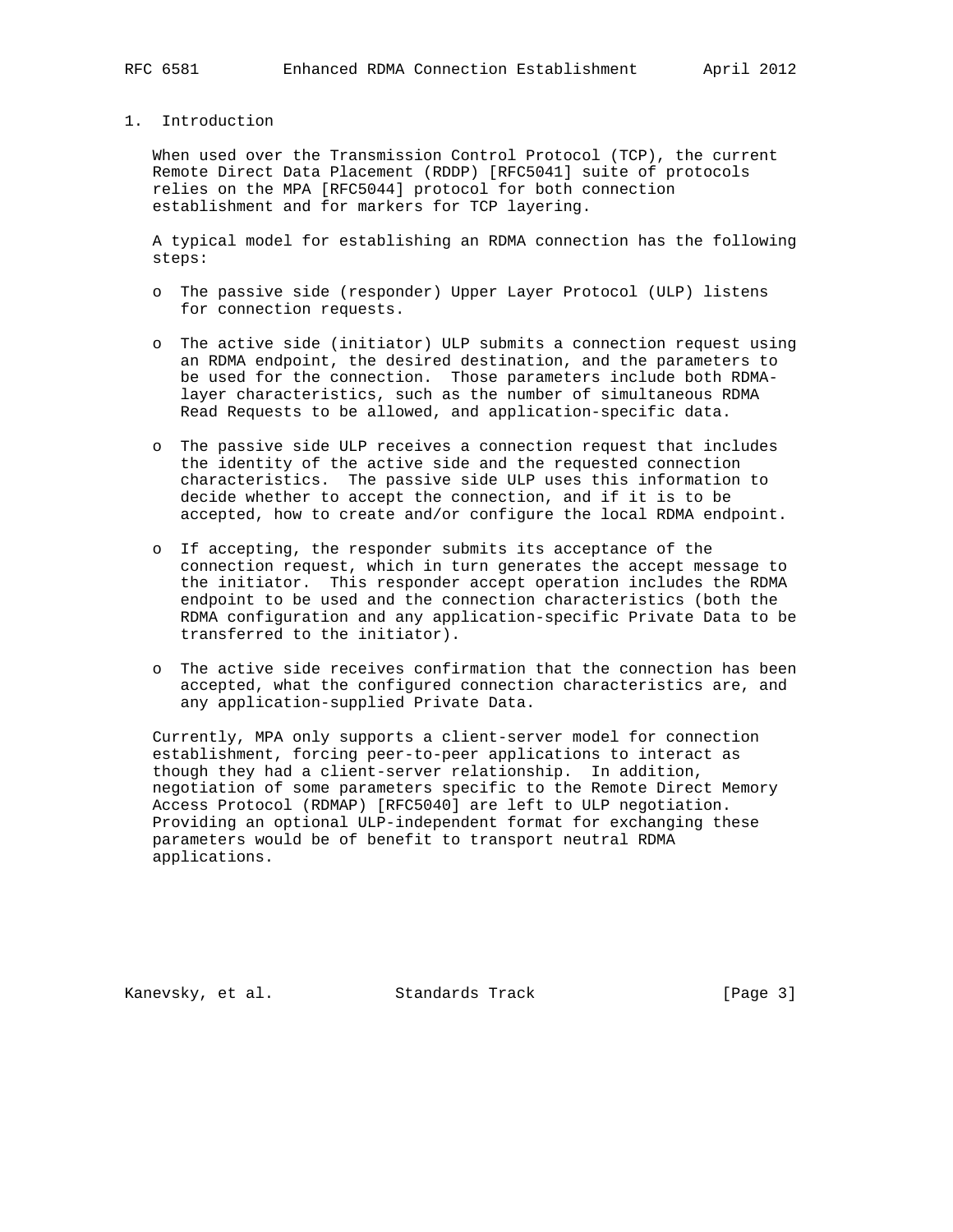# 1. Introduction

When used over the Transmission Control Protocol (TCP), the current Remote Direct Data Placement (RDDP) [RFC5041] suite of protocols relies on the MPA [RFC5044] protocol for both connection establishment and for markers for TCP layering.

A typical model for establishing an RDMA connection has the following steps:

- The passive side (responder) Upper Layer Protocol (ULP) listens for connection requests.
- The active side (initiator) ULP submits a connection request using an RDMA endpoint, the desired destination, and the parameters to be used for the connection. Those parameters include both RDMA-layer characteristics, such as the number of simultaneous RDMA Read Requests to be allowed, and application-specific data.
- The passive side ULP receives a connection request that includes the identity of the active side and the requested connection characteristics. The passive side ULP uses this information to decide whether to accept the connection, and if it is to be accepted, how to create and/or configure the local RDMA endpoint.
- If accepting, the responder submits its acceptance of the connection request, which in turn generates the accept message to the initiator. This responder accept operation includes the RDMA endpoint to be used and the connection characteristics (both the RDMA configuration and any application-specific Private Data to be transferred to the initiator).
- The active side receives confirmation that the connection has been accepted, what the configured connection characteristics are, and any application-supplied Private Data.

Currently, MPA only supports a client-server model for connection establishment, forcing peer-to-peer applications to interact as though they had a client-server relationship. In addition, negotiation of some parameters specific to the Remote Direct Memory Access Protocol (RDMAP) [RFC5040] are left to ULP negotiation. Providing an optional ULP-independent format for exchanging these parameters would be of benefit to transport neutral RDMA applications.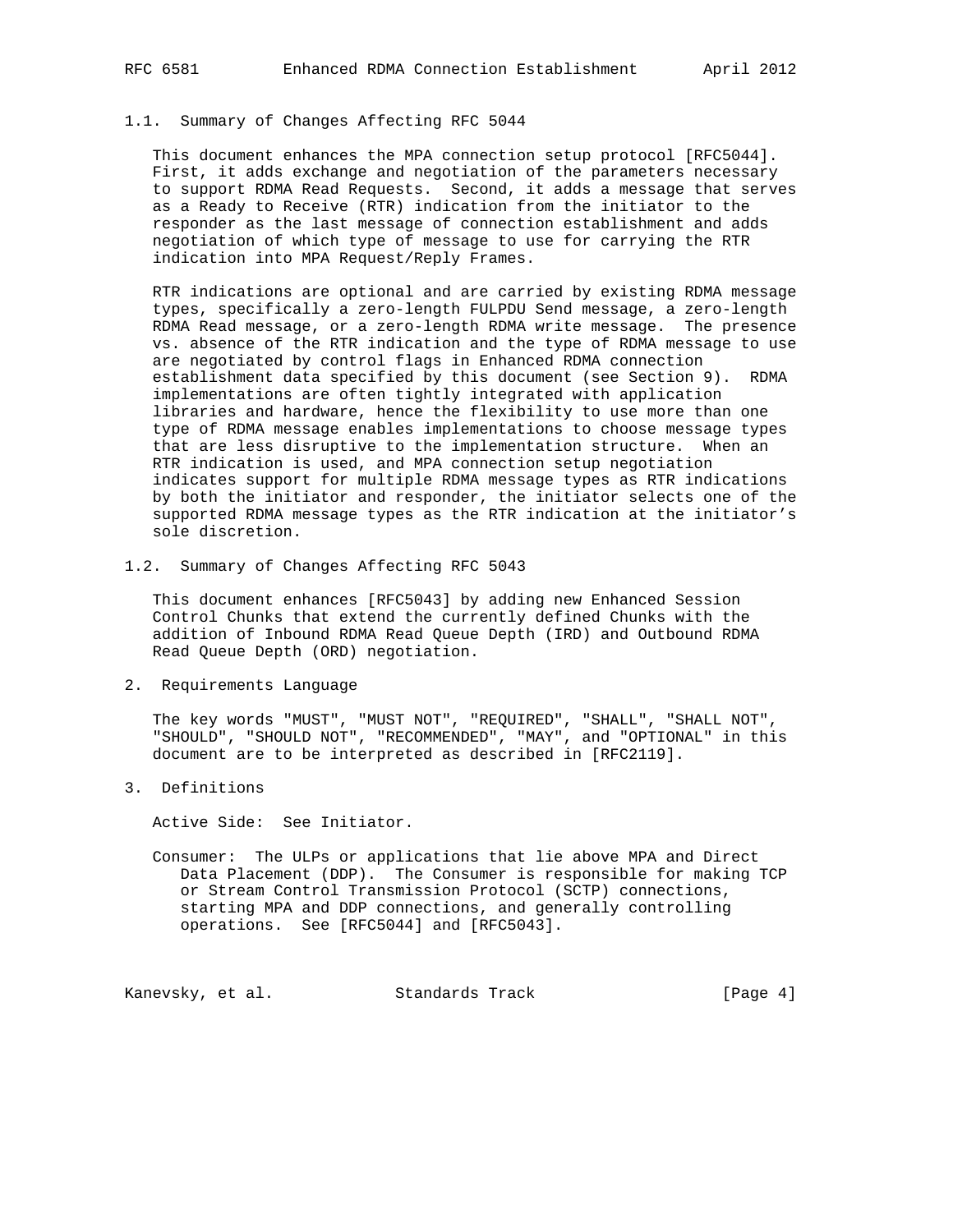### 1.1. Summary of Changes Affecting RFC 5044

This document enhances the MPA connection setup protocol [RFC5044]. First, it adds exchange and negotiation of the parameters necessary to support RDMA Read Requests. Second, it adds a message that serves as a Ready to Receive (RTR) indication from the initiator to the responder as the last message of connection establishment and adds negotiation of which type of message to use for carrying the RTR indication into MPA Request/Reply Frames.

RTR indications are optional and are carried by existing RDMA message types, specifically a zero-length FULPDU Send message, a zero-length RDMA Read message, or a zero-length RDMA write message. The presence vs. absence of the RTR indication and the type of RDMA message to use are negotiated by control flags in Enhanced RDMA connection establishment data specified by this document (see Section 9). RDMA implementations are often tightly integrated with application libraries and hardware, hence the flexibility to use more than one type of RDMA message enables implementations to choose message types that are less disruptive to the implementation structure. When an RTR indication is used, and MPA connection setup negotiation indicates support for multiple RDMA message types as RTR indications by both the initiator and responder, the initiator selects one of the supported RDMA message types as the RTR indication at the initiator's sole discretion.

### 1.2. Summary of Changes Affecting RFC 5043

This document enhances [RFC5043] by adding new Enhanced Session Control Chunks that extend the currently defined Chunks with the addition of Inbound RDMA Read Queue Depth (IRD) and Outbound RDMA Read Queue Depth (ORD) negotiation.

## 2. Requirements Language

The key words "MUST", "MUST NOT", "REQUIRED", "SHALL", "SHALL NOT", "SHOULD", "SHOULD NOT", "RECOMMENDED", "MAY", and "OPTIONAL" in this document are to be interpreted as described in [RFC2119].

## 3. Definitions

Active Side: See Initiator.

Consumer: The ULPs or applications that lie above MPA and Direct Data Placement (DDP). The Consumer is responsible for making TCP or Stream Control Transmission Protocol (SCTP) connections, starting MPA and DDP connections, and generally controlling operations. See [RFC5044] and [RFC5043].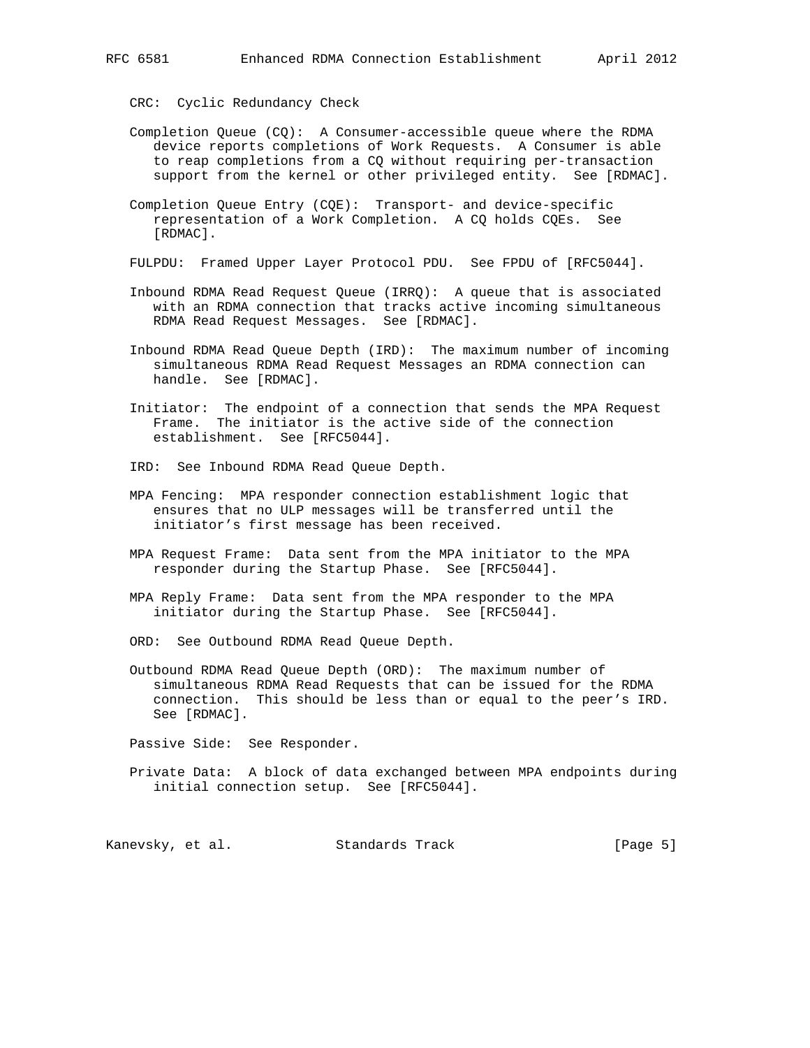CRC: Cyclic Redundancy Check

Completion Queue (CQ): A Consumer-accessible queue where the RDMA device reports completions of Work Requests. A Consumer is able to reap completions from a CQ without requiring per-transaction support from the kernel or other privileged entity. See [RDMAC].

Completion Queue Entry (CQE): Transport- and device-specific representation of a Work Completion. A CQ holds CQEs. See [RDMAC].

FULPDU: Framed Upper Layer Protocol PDU. See FPDU of [RFC5044].

Inbound RDMA Read Request Queue (IRRQ): A queue that is associated with an RDMA connection that tracks active incoming simultaneous RDMA Read Request Messages. See [RDMAC].

Inbound RDMA Read Queue Depth (IRD): The maximum number of incoming simultaneous RDMA Read Request Messages an RDMA connection can handle. See [RDMAC].

Initiator: The endpoint of a connection that sends the MPA Request Frame. The initiator is the active side of the connection establishment. See [RFC5044].

IRD: See Inbound RDMA Read Queue Depth.

MPA Fencing: MPA responder connection establishment logic that ensures that no ULP messages will be transferred until the initiator's first message has been received.

MPA Request Frame: Data sent from the MPA initiator to the MPA responder during the Startup Phase. See [RFC5044].

MPA Reply Frame: Data sent from the MPA responder to the MPA initiator during the Startup Phase. See [RFC5044].

ORD: See Outbound RDMA Read Queue Depth.

Outbound RDMA Read Queue Depth (ORD): The maximum number of simultaneous RDMA Read Requests that can be issued for the RDMA connection. This should be less than or equal to the peer's IRD. See [RDMAC].

Passive Side: See Responder.

Private Data: A block of data exchanged between MPA endpoints during initial connection setup. See [RFC5044].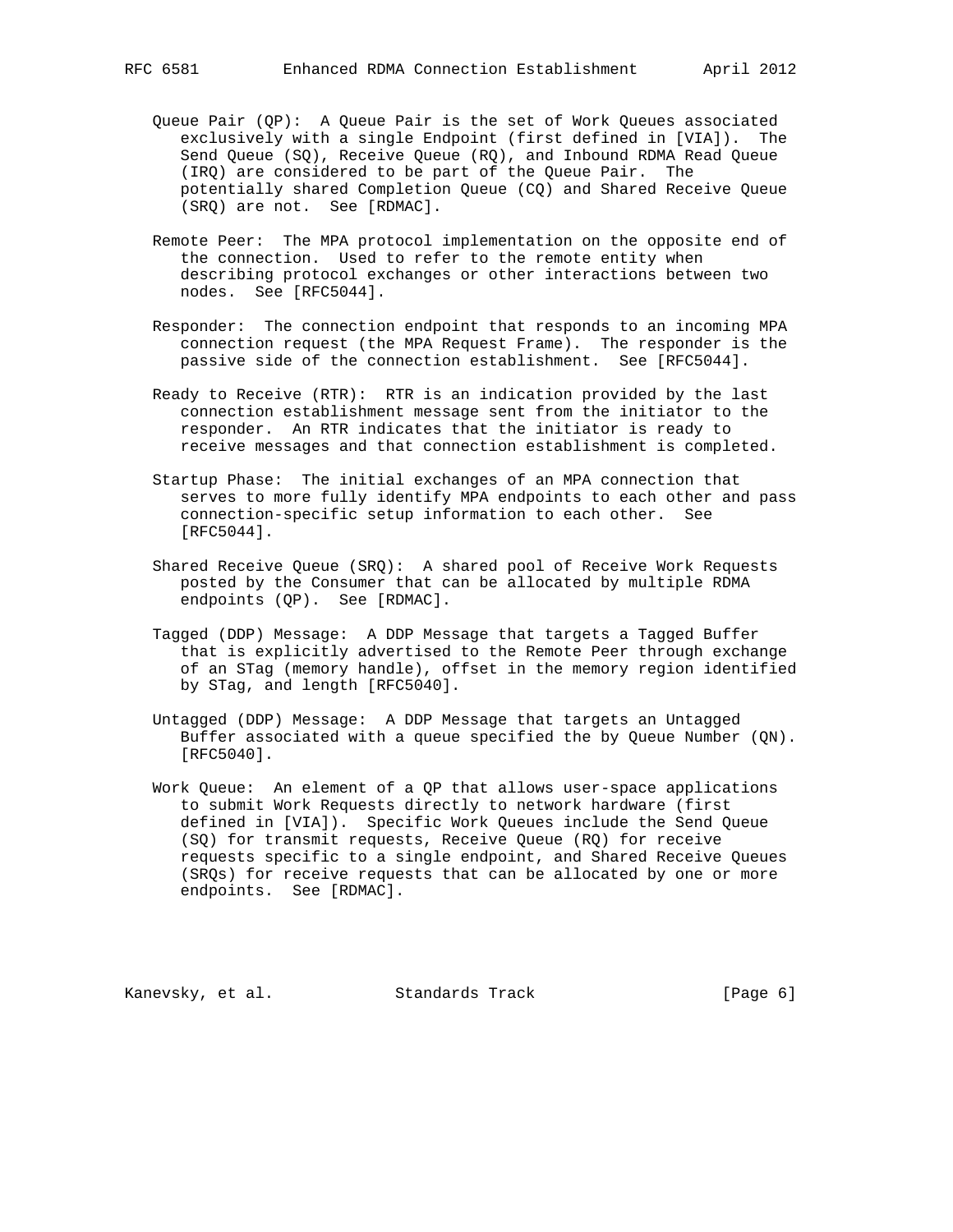Queue Pair (QP): A Queue Pair is the set of Work Queues associated exclusively with a single Endpoint (first defined in [VIA]). The Send Queue (SQ), Receive Queue (RQ), and Inbound RDMA Read Queue (IRQ) are considered to be part of the Queue Pair. The potentially shared Completion Queue (CQ) and Shared Receive Queue (SRQ) are not. See [RDMAC].

Remote Peer: The MPA protocol implementation on the opposite end of the connection. Used to refer to the remote entity when describing protocol exchanges or other interactions between two nodes. See [RFC5044].

Responder: The connection endpoint that responds to an incoming MPA connection request (the MPA Request Frame). The responder is the passive side of the connection establishment. See [RFC5044].

Ready to Receive (RTR): RTR is an indication provided by the last connection establishment message sent from the initiator to the responder. An RTR indicates that the initiator is ready to receive messages and that connection establishment is completed.

Startup Phase: The initial exchanges of an MPA connection that serves to more fully identify MPA endpoints to each other and pass connection-specific setup information to each other. See [RFC5044].

Shared Receive Queue (SRQ): A shared pool of Receive Work Requests posted by the Consumer that can be allocated by multiple RDMA endpoints (QP). See [RDMAC].

Tagged (DDP) Message: A DDP Message that targets a Tagged Buffer that is explicitly advertised to the Remote Peer through exchange of an STag (memory handle), offset in the memory region identified by STag, and length [RFC5040].

Untagged (DDP) Message: A DDP Message that targets an Untagged Buffer associated with a queue specified the by Queue Number (QN). [RFC5040].

Work Queue: An element of a QP that allows user-space applications to submit Work Requests directly to network hardware (first defined in [VIA]). Specific Work Queues include the Send Queue (SQ) for transmit requests, Receive Queue (RQ) for receive requests specific to a single endpoint, and Shared Receive Queues (SRQs) for receive requests that can be allocated by one or more endpoints. See [RDMAC].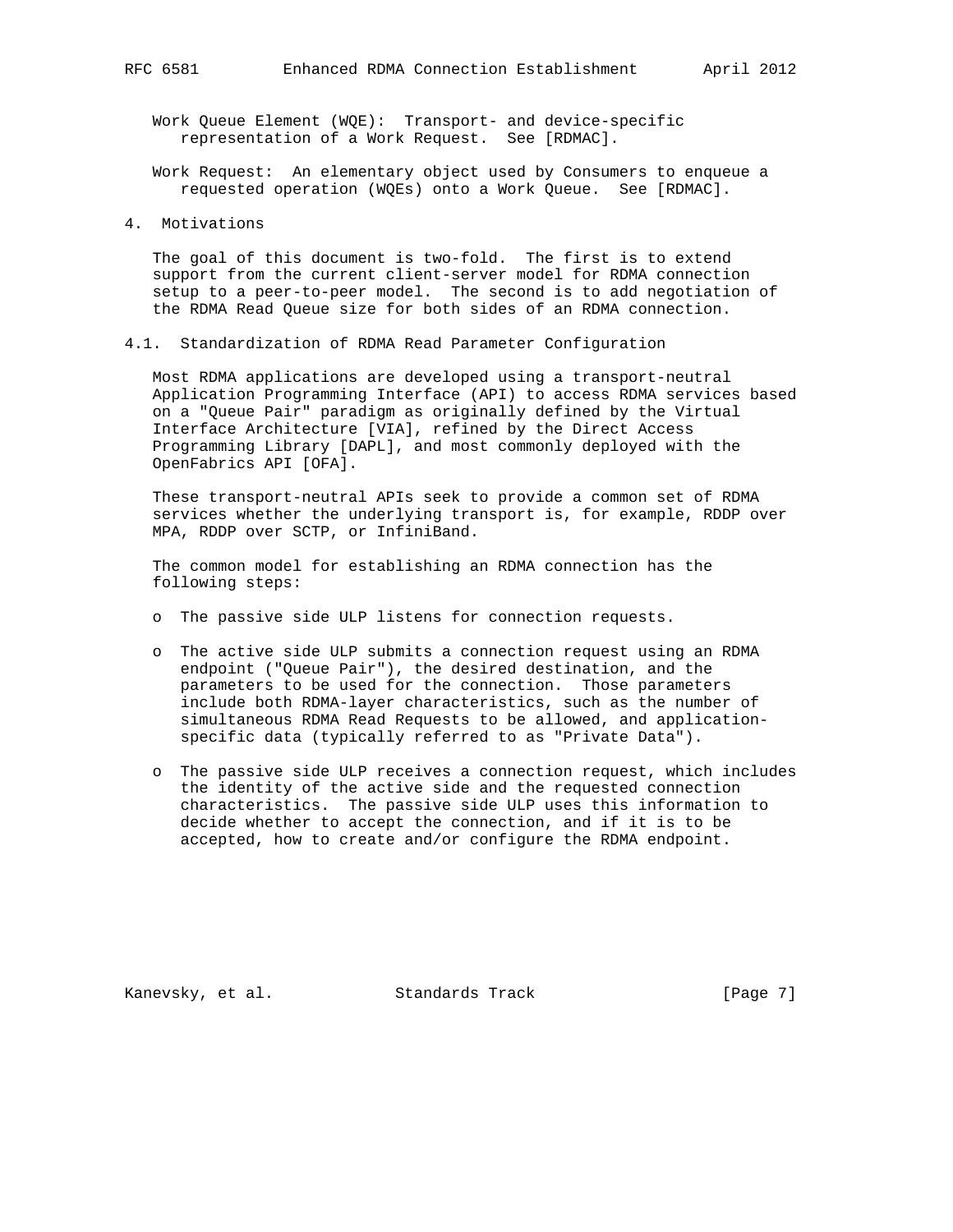Work Queue Element (WQE): Transport- and device-specific representation of a Work Request. See [RDMAC].

Work Request: An elementary object used by Consumers to enqueue a requested operation (WQEs) onto a Work Queue. See [RDMAC].

# 4. Motivations

The goal of this document is two-fold. The first is to extend support from the current client-server model for RDMA connection setup to a peer-to-peer model. The second is to add negotiation of the RDMA Read Queue size for both sides of an RDMA connection.

## 4.1. Standardization of RDMA Read Parameter Configuration

Most RDMA applications are developed using a transport-neutral Application Programming Interface (API) to access RDMA services based on a "Queue Pair" paradigm as originally defined by the Virtual Interface Architecture [VIA], refined by the Direct Access Programming Library [DAPL], and most commonly deployed with the OpenFabrics API [OFA].

These transport-neutral APIs seek to provide a common set of RDMA services whether the underlying transport is, for example, RDDP over MPA, RDDP over SCTP, or InfiniBand.

The common model for establishing an RDMA connection has the following steps:

- The passive side ULP listens for connection requests.

- The active side ULP submits a connection request using an RDMA endpoint ("Queue Pair"), the desired destination, and the parameters to be used for the connection. Those parameters include both RDMA-layer characteristics, such as the number of simultaneous RDMA Read Requests to be allowed, and application-specific data (typically referred to as "Private Data").

- The passive side ULP receives a connection request, which includes the identity of the active side and the requested connection characteristics. The passive side ULP uses this information to decide whether to accept the connection, and if it is to be accepted, how to create and/or configure the RDMA endpoint.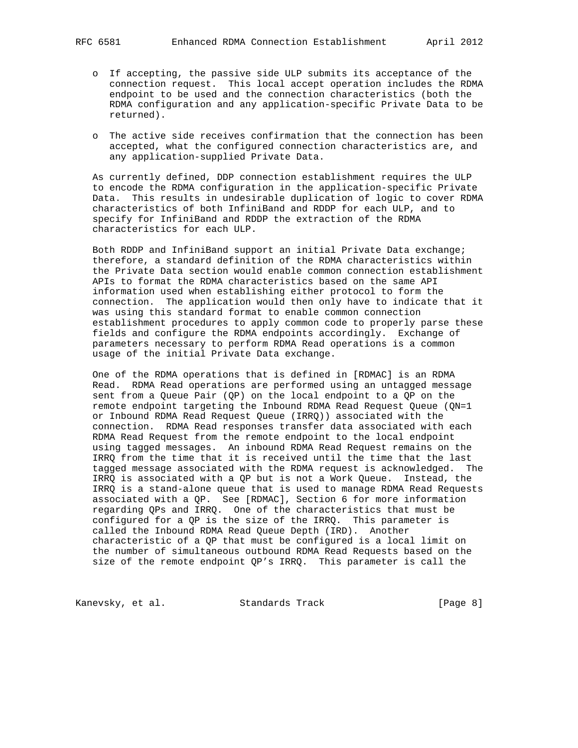- If accepting, the passive side ULP submits its acceptance of the connection request. This local accept operation includes the RDMA endpoint to be used and the connection characteristics (both the RDMA configuration and any application-specific Private Data to be returned).

- The active side receives confirmation that the connection has been accepted, what the configured connection characteristics are, and any application-supplied Private Data.

As currently defined, DDP connection establishment requires the ULP to encode the RDMA configuration in the application-specific Private Data. This results in undesirable duplication of logic to cover RDMA characteristics of both InfiniBand and RDDP for each ULP, and to specify for InfiniBand and RDDP the extraction of the RDMA characteristics for each ULP.

Both RDDP and InfiniBand support an initial Private Data exchange; therefore, a standard definition of the RDMA characteristics within the Private Data section would enable common connection establishment APIs to format the RDMA characteristics based on the same API information used when establishing either protocol to form the connection. The application would then only have to indicate that it was using this standard format to enable common connection establishment procedures to apply common code to properly parse these fields and configure the RDMA endpoints accordingly. Exchange of parameters necessary to perform RDMA Read operations is a common usage of the initial Private Data exchange.

One of the RDMA operations that is defined in [RDMAC] is an RDMA Read. RDMA Read operations are performed using an untagged message sent from a Queue Pair (QP) on the local endpoint to a QP on the remote endpoint targeting the Inbound RDMA Read Request Queue (QN=1 or Inbound RDMA Read Request Queue (IRRQ)) associated with the connection. RDMA Read responses transfer data associated with each RDMA Read Request from the remote endpoint to the local endpoint using tagged messages. An inbound RDMA Read Request remains on the IRRQ from the time that it is received until the time that the last tagged message associated with the RDMA request is acknowledged. The IRRQ is associated with a QP but is not a Work Queue. Instead, the IRRQ is a stand-alone queue that is used to manage RDMA Read Requests associated with a QP. See [RDMAC], Section 6 for more information regarding QPs and IRRQ. One of the characteristics that must be configured for a QP is the size of the IRRQ. This parameter is called the Inbound RDMA Read Queue Depth (IRD). Another characteristic of a QP that must be configured is a local limit on the number of simultaneous outbound RDMA Read Requests based on the size of the remote endpoint QP's IRRQ. This parameter is call the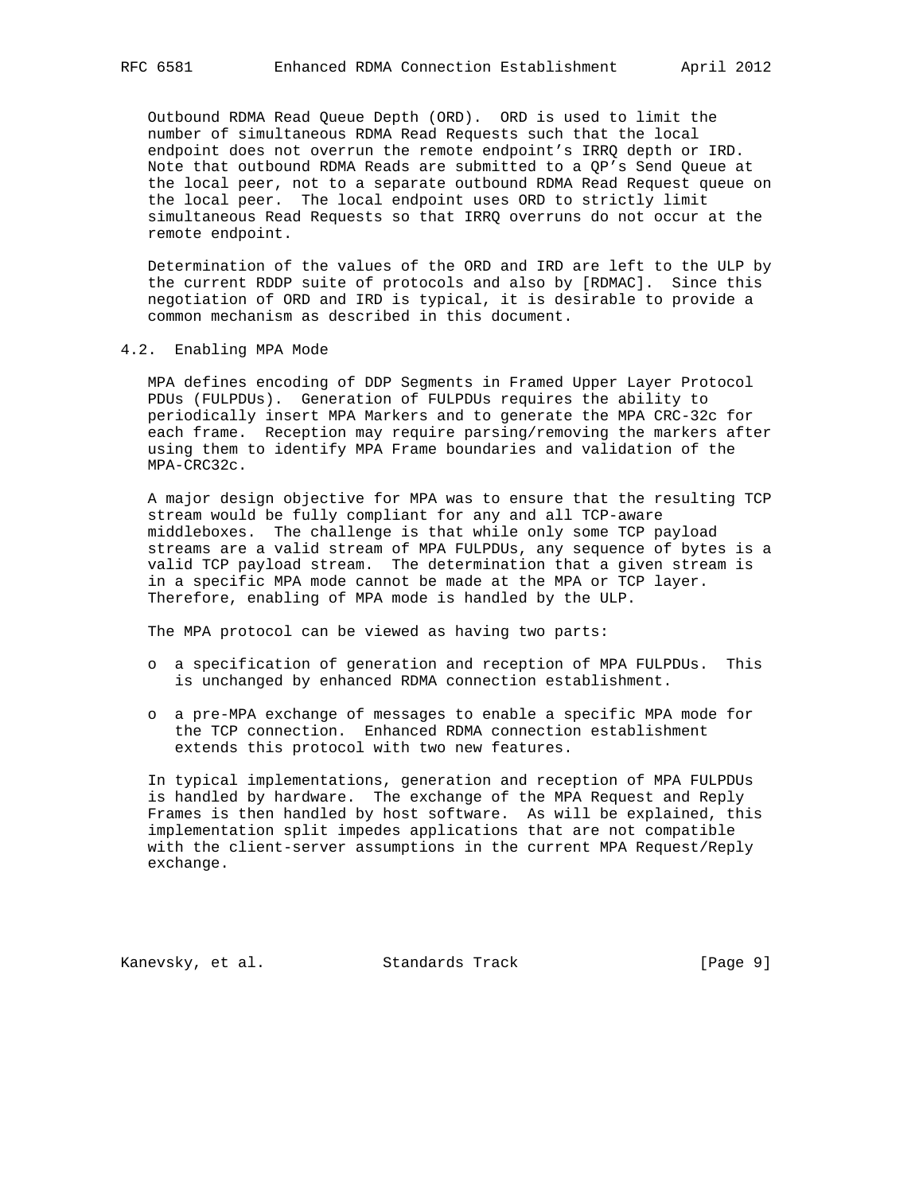Outbound RDMA Read Queue Depth (ORD). ORD is used to limit the number of simultaneous RDMA Read Requests such that the local endpoint does not overrun the remote endpoint's IRRQ depth or IRD. Note that outbound RDMA Reads are submitted to a QP's Send Queue at the local peer, not to a separate outbound RDMA Read Request queue on the local peer. The local endpoint uses ORD to strictly limit simultaneous Read Requests so that IRRQ overruns do not occur at the remote endpoint.

Determination of the values of the ORD and IRD are left to the ULP by the current RDDP suite of protocols and also by [RDMAC]. Since this negotiation of ORD and IRD is typical, it is desirable to provide a common mechanism as described in this document.

## 4.2. Enabling MPA Mode

MPA defines encoding of DDP Segments in Framed Upper Layer Protocol PDUs (FULPDUs). Generation of FULPDUs requires the ability to periodically insert MPA Markers and to generate the MPA CRC-32c for each frame. Reception may require parsing/removing the markers after using them to identify MPA Frame boundaries and validation of the MPA-CRC32c.

A major design objective for MPA was to ensure that the resulting TCP stream would be fully compliant for any and all TCP-aware middleboxes. The challenge is that while only some TCP payload streams are a valid stream of MPA FULPDUs, any sequence of bytes is a valid TCP payload stream. The determination that a given stream is in a specific MPA mode cannot be made at the MPA or TCP layer. Therefore, enabling of MPA mode is handled by the ULP.

The MPA protocol can be viewed as having two parts:

- a specification of generation and reception of MPA FULPDUs. This is unchanged by enhanced RDMA connection establishment.
- a pre-MPA exchange of messages to enable a specific MPA mode for the TCP connection. Enhanced RDMA connection establishment extends this protocol with two new features.

In typical implementations, generation and reception of MPA FULPDUs is handled by hardware. The exchange of the MPA Request and Reply Frames is then handled by host software. As will be explained, this implementation split impedes applications that are not compatible with the client-server assumptions in the current MPA Request/Reply exchange.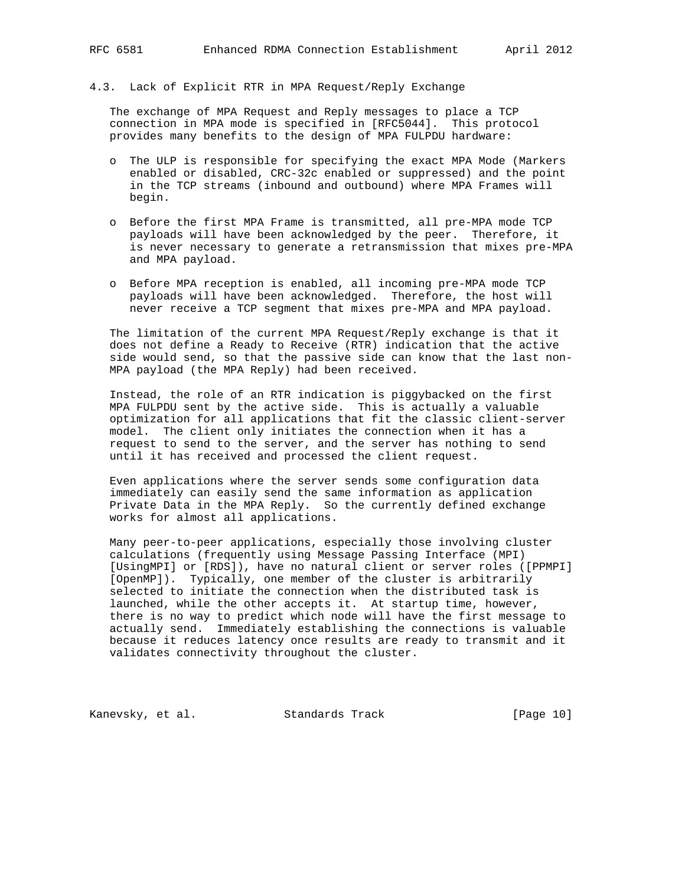### 4.3. Lack of Explicit RTR in MPA Request/Reply Exchange

The exchange of MPA Request and Reply messages to place a TCP connection in MPA mode is specified in [RFC5044]. This protocol provides many benefits to the design of MPA FULPDU hardware:

- The ULP is responsible for specifying the exact MPA Mode (Markers enabled or disabled, CRC-32c enabled or suppressed) and the point in the TCP streams (inbound and outbound) where MPA Frames will begin.
- Before the first MPA Frame is transmitted, all pre-MPA mode TCP payloads will have been acknowledged by the peer. Therefore, it is never necessary to generate a retransmission that mixes pre-MPA and MPA payload.
- Before MPA reception is enabled, all incoming pre-MPA mode TCP payloads will have been acknowledged. Therefore, the host will never receive a TCP segment that mixes pre-MPA and MPA payload.

The limitation of the current MPA Request/Reply exchange is that it does not define a Ready to Receive (RTR) indication that the active side would send, so that the passive side can know that the last non-MPA payload (the MPA Reply) had been received.

Instead, the role of an RTR indication is piggybacked on the first MPA FULPDU sent by the active side. This is actually a valuable optimization for all applications that fit the classic client-server model. The client only initiates the connection when it has a request to send to the server, and the server has nothing to send until it has received and processed the client request.

Even applications where the server sends some configuration data immediately can easily send the same information as application Private Data in the MPA Reply. So the currently defined exchange works for almost all applications.

Many peer-to-peer applications, especially those involving cluster calculations (frequently using Message Passing Interface (MPI) [UsingMPI] or [RDS]), have no natural client or server roles ([PPMPI] [OpenMP]). Typically, one member of the cluster is arbitrarily selected to initiate the connection when the distributed task is launched, while the other accepts it. At startup time, however, there is no way to predict which node will have the first message to actually send. Immediately establishing the connections is valuable because it reduces latency once results are ready to transmit and it validates connectivity throughout the cluster.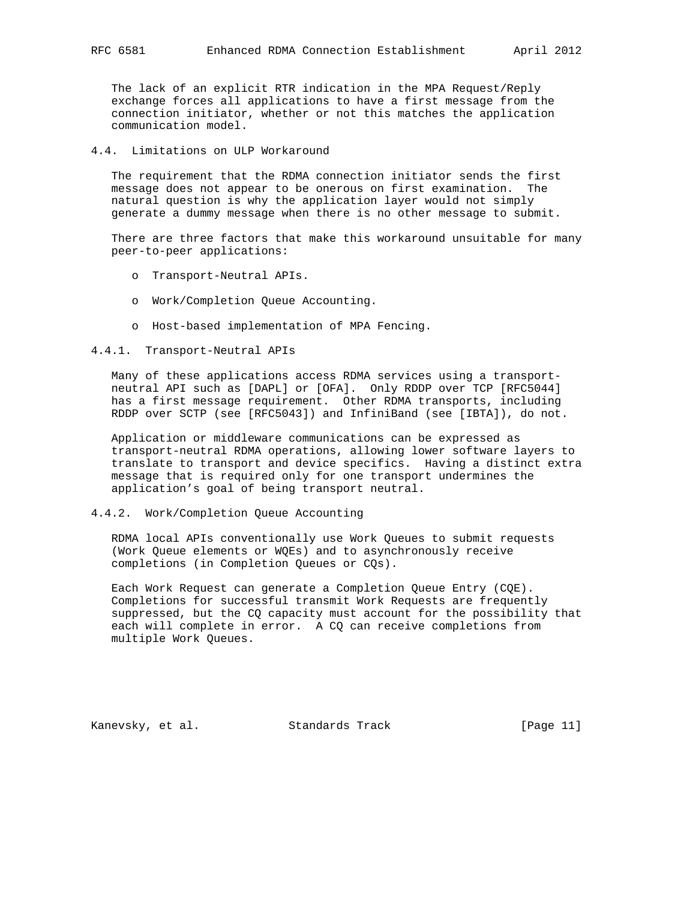The lack of an explicit RTR indication in the MPA Request/Reply exchange forces all applications to have a first message from the connection initiator, whether or not this matches the application communication model.

### 4.4. Limitations on ULP Workaround

The requirement that the RDMA connection initiator sends the first message does not appear to be onerous on first examination. The natural question is why the application layer would not simply generate a dummy message when there is no other message to submit.

There are three factors that make this workaround unsuitable for many peer-to-peer applications:

- Transport-Neutral APIs.
- Work/Completion Queue Accounting.
- Host-based implementation of MPA Fencing.

#### 4.4.1. Transport-Neutral APIs

Many of these applications access RDMA services using a transport-neutral API such as [DAPL] or [OFA]. Only RDDP over TCP [RFC5044] has a first message requirement. Other RDMA transports, including RDDP over SCTP (see [RFC5043]) and InfiniBand (see [IBTA]), do not.

Application or middleware communications can be expressed as transport-neutral RDMA operations, allowing lower software layers to translate to transport and device specifics. Having a distinct extra message that is required only for one transport undermines the application's goal of being transport neutral.

#### 4.4.2. Work/Completion Queue Accounting

RDMA local APIs conventionally use Work Queues to submit requests (Work Queue elements or WQEs) and to asynchronously receive completions (in Completion Queues or CQs).

Each Work Request can generate a Completion Queue Entry (CQE). Completions for successful transmit Work Requests are frequently suppressed, but the CQ capacity must account for the possibility that each will complete in error. A CQ can receive completions from multiple Work Queues.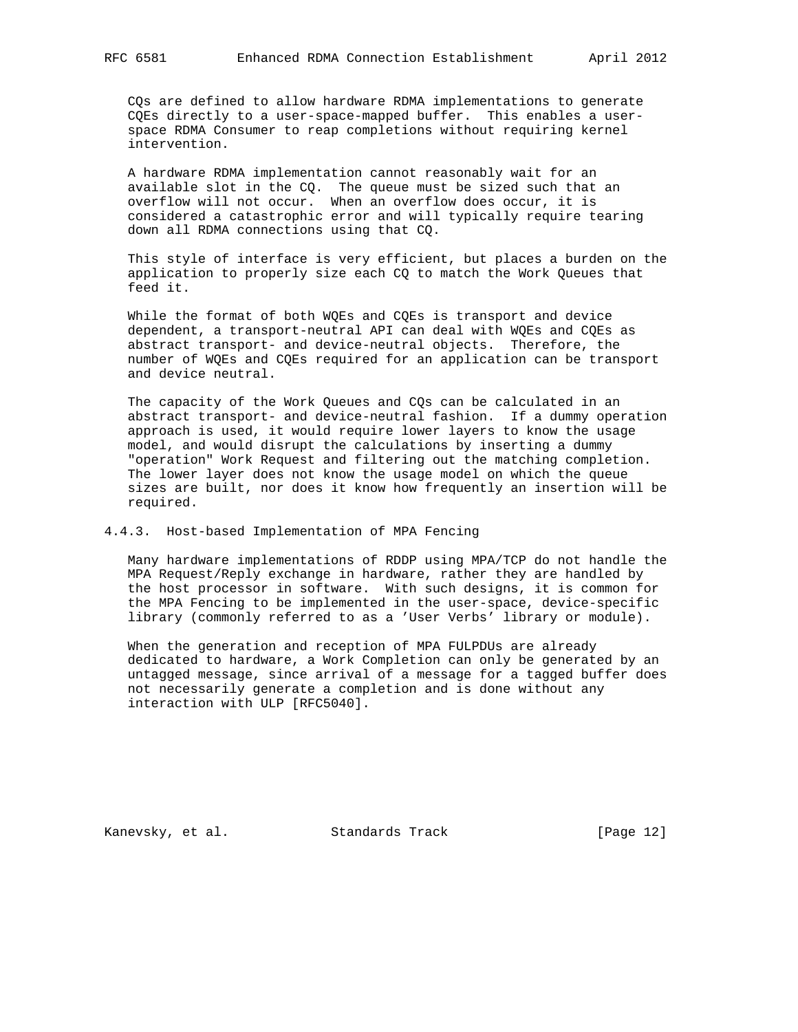CQs are defined to allow hardware RDMA implementations to generate CQEs directly to a user-space-mapped buffer. This enables a user-space RDMA Consumer to reap completions without requiring kernel intervention.

A hardware RDMA implementation cannot reasonably wait for an available slot in the CQ. The queue must be sized such that an overflow will not occur. When an overflow does occur, it is considered a catastrophic error and will typically require tearing down all RDMA connections using that CQ.

This style of interface is very efficient, but places a burden on the application to properly size each CQ to match the Work Queues that feed it.

While the format of both WQEs and CQEs is transport and device dependent, a transport-neutral API can deal with WQEs and CQEs as abstract transport- and device-neutral objects. Therefore, the number of WQEs and CQEs required for an application can be transport and device neutral.

The capacity of the Work Queues and CQs can be calculated in an abstract transport- and device-neutral fashion. If a dummy operation approach is used, it would require lower layers to know the usage model, and would disrupt the calculations by inserting a dummy "operation" Work Request and filtering out the matching completion. The lower layer does not know the usage model on which the queue sizes are built, nor does it know how frequently an insertion will be required.

### 4.4.3. Host-based Implementation of MPA Fencing

Many hardware implementations of RDDP using MPA/TCP do not handle the MPA Request/Reply exchange in hardware, rather they are handled by the host processor in software. With such designs, it is common for the MPA Fencing to be implemented in the user-space, device-specific library (commonly referred to as a 'User Verbs' library or module).

When the generation and reception of MPA FULPDUs are already dedicated to hardware, a Work Completion can only be generated by an untagged message, since arrival of a message for a tagged buffer does not necessarily generate a completion and is done without any interaction with ULP [RFC5040].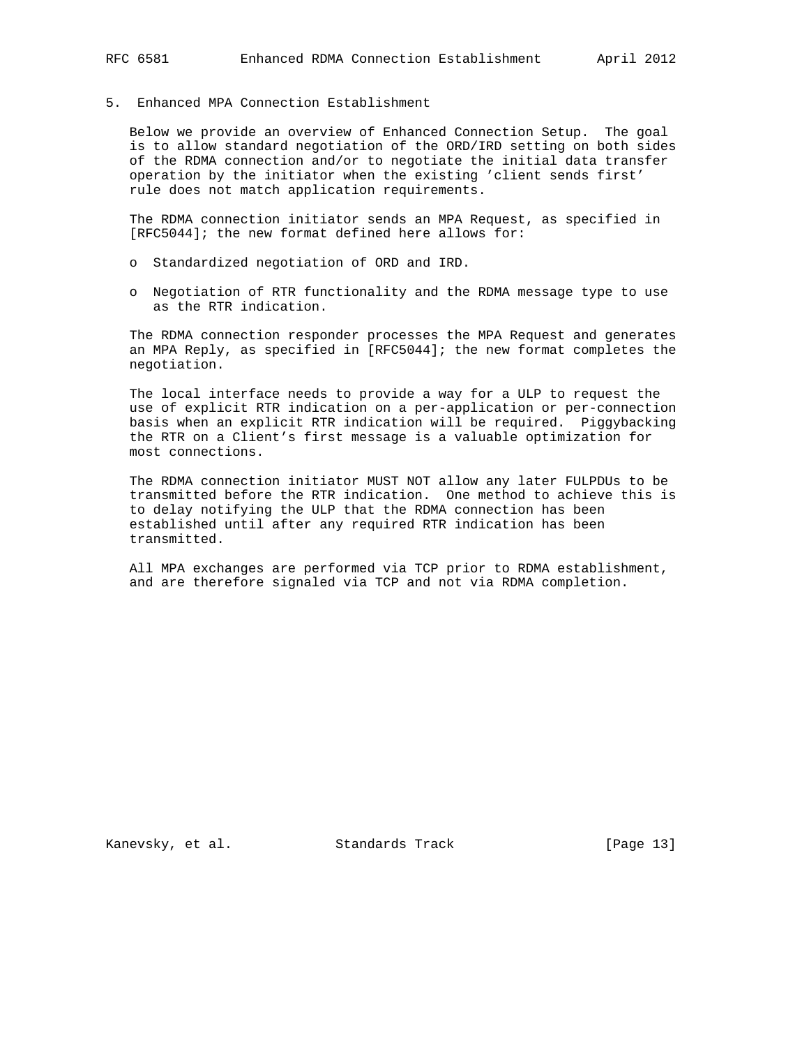## 5. Enhanced MPA Connection Establishment

Below we provide an overview of Enhanced Connection Setup. The goal is to allow standard negotiation of the ORD/IRD setting on both sides of the RDMA connection and/or to negotiate the initial data transfer operation by the initiator when the existing 'client sends first' rule does not match application requirements.

The RDMA connection initiator sends an MPA Request, as specified in [RFC5044]; the new format defined here allows for:

- Standardized negotiation of ORD and IRD.
- Negotiation of RTR functionality and the RDMA message type to use as the RTR indication.

The RDMA connection responder processes the MPA Request and generates an MPA Reply, as specified in [RFC5044]; the new format completes the negotiation.

The local interface needs to provide a way for a ULP to request the use of explicit RTR indication on a per-application or per-connection basis when an explicit RTR indication will be required. Piggybacking the RTR on a Client's first message is a valuable optimization for most connections.

The RDMA connection initiator MUST NOT allow any later FULPDUs to be transmitted before the RTR indication. One method to achieve this is to delay notifying the ULP that the RDMA connection has been established until after any required RTR indication has been transmitted.

All MPA exchanges are performed via TCP prior to RDMA establishment, and are therefore signaled via TCP and not via RDMA completion.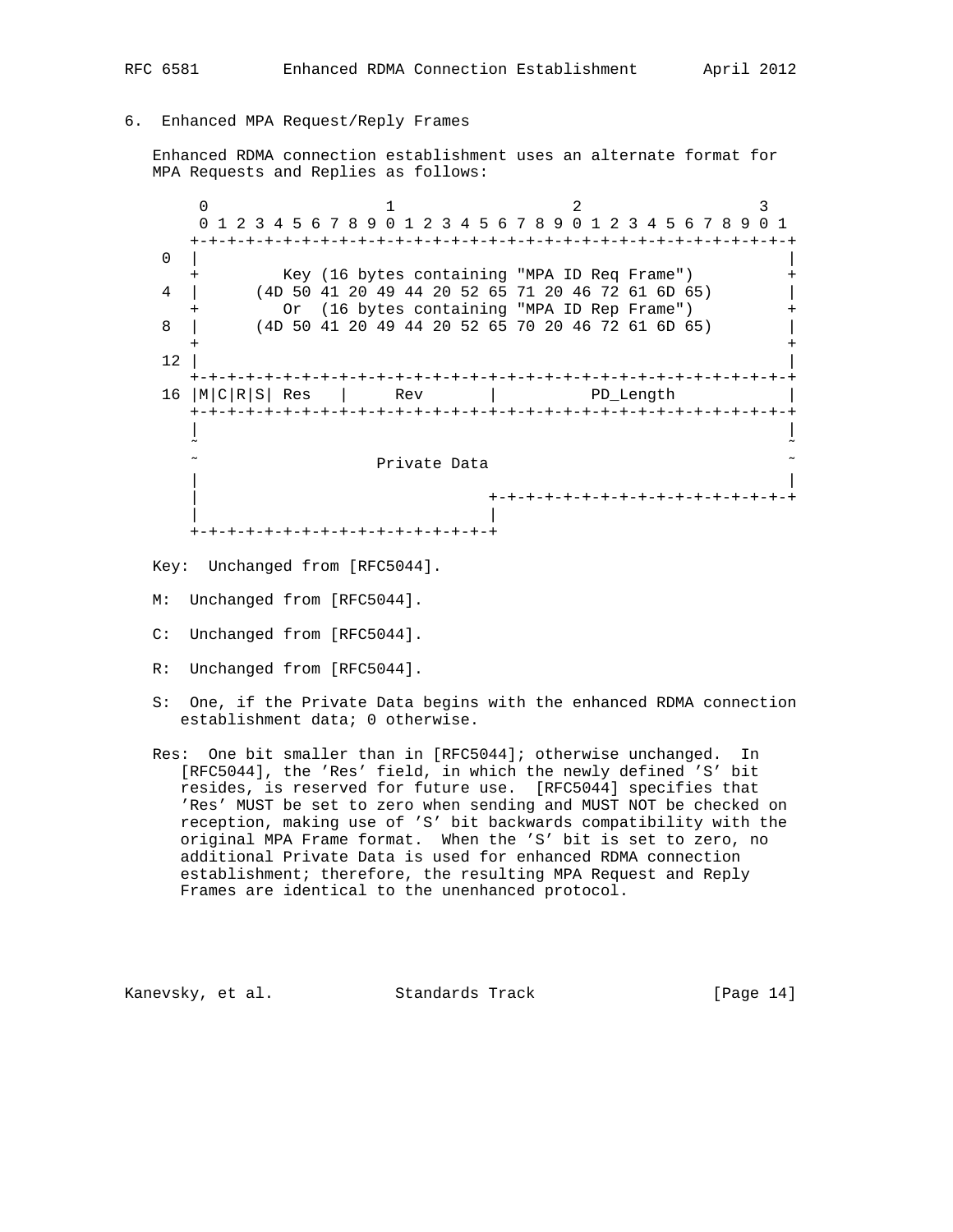## 6. Enhanced MPA Request/Reply Frames

Enhanced RDMA connection establishment uses an alternate format for MPA Requests and Replies as follows:

```
     0                   1                   2                   3
     0 1 2 3 4 5 6 7 8 9 0 1 2 3 4 5 6 7 8 9 0 1 2 3 4 5 6 7 8 9 0 1
    +-+-+-+-+-+-+-+-+-+-+-+-+-+-+-+-+-+-+-+-+-+-+-+-+-+-+-+-+-+-+-+-+
  0 |                                                               |
    +         Key (16 bytes containing "MPA ID Req Frame")          +
  4 |      (4D 50 41 20 49 44 20 52 65 71 20 46 72 61 6D 65)        |
    +         Or  (16 bytes containing "MPA ID Rep Frame")          +
  8 |      (4D 50 41 20 49 44 20 52 65 70 20 46 72 61 6D 65)        |
    +                                                               +
 12 |                                                               |
    +-+-+-+-+-+-+-+-+-+-+-+-+-+-+-+-+-+-+-+-+-+-+-+-+-+-+-+-+-+-+-+-+
 16 |M|C|R|S| Res   |     Rev       |          PD_Length            |
    +-+-+-+-+-+-+-+-+-+-+-+-+-+-+-+-+-+-+-+-+-+-+-+-+-+-+-+-+-+-+-+-+
    |                                                               |
    ~                                                               ~
    ~                   Private Data                                ~
    |                                                               |
    |                               +-+-+-+-+-+-+-+-+-+-+-+-+-+-+-+-+
    |                               |
    +-+-+-+-+-+-+-+-+-+-+-+-+-+-+-+-+
```

Key: Unchanged from [RFC5044].

M: Unchanged from [RFC5044].

C: Unchanged from [RFC5044].

R: Unchanged from [RFC5044].

S: One, if the Private Data begins with the enhanced RDMA connection establishment data; 0 otherwise.

Res: One bit smaller than in [RFC5044]; otherwise unchanged. In [RFC5044], the 'Res' field, in which the newly defined 'S' bit resides, is reserved for future use. [RFC5044] specifies that 'Res' MUST be set to zero when sending and MUST NOT be checked on reception, making use of 'S' bit backwards compatibility with the original MPA Frame format. When the 'S' bit is set to zero, no additional Private Data is used for enhanced RDMA connection establishment; therefore, the resulting MPA Request and Reply Frames are identical to the unenhanced protocol.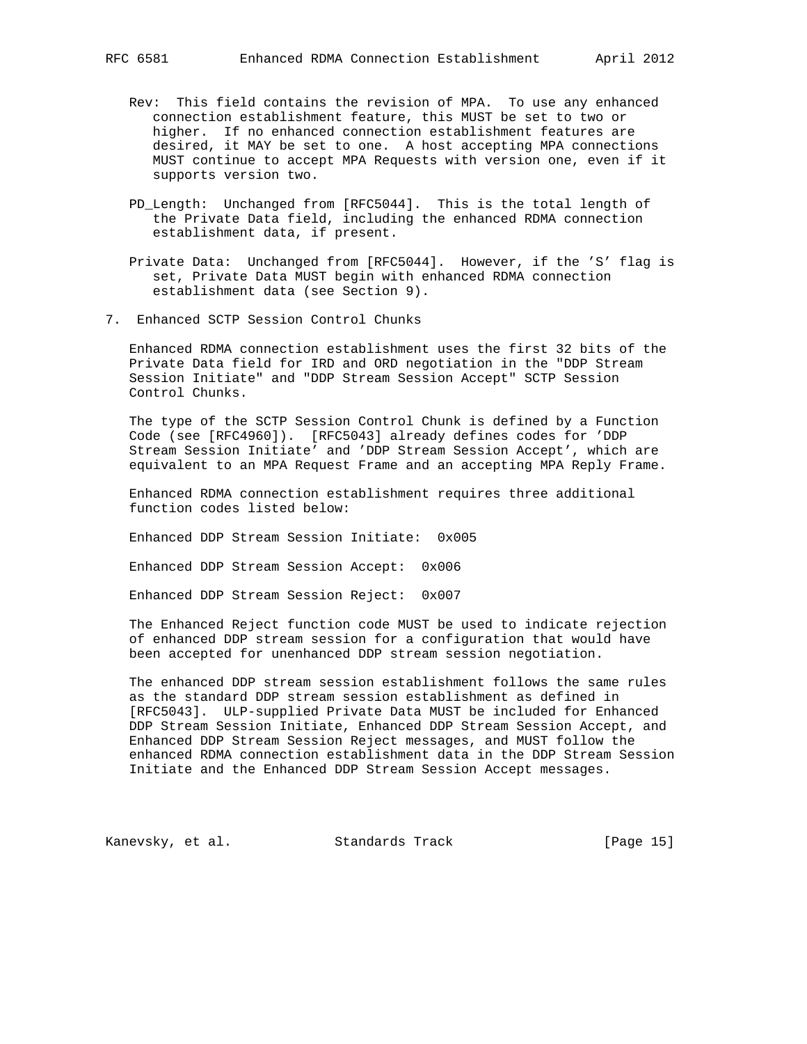Rev: This field contains the revision of MPA. To use any enhanced connection establishment feature, this MUST be set to two or higher. If no enhanced connection establishment features are desired, it MAY be set to one. A host accepting MPA connections MUST continue to accept MPA Requests with version one, even if it supports version two.

PD_Length: Unchanged from [RFC5044]. This is the total length of the Private Data field, including the enhanced RDMA connection establishment data, if present.

Private Data: Unchanged from [RFC5044]. However, if the 'S' flag is set, Private Data MUST begin with enhanced RDMA connection establishment data (see Section 9).

## 7. Enhanced SCTP Session Control Chunks

Enhanced RDMA connection establishment uses the first 32 bits of the Private Data field for IRD and ORD negotiation in the "DDP Stream Session Initiate" and "DDP Stream Session Accept" SCTP Session Control Chunks.

The type of the SCTP Session Control Chunk is defined by a Function Code (see [RFC4960]). [RFC5043] already defines codes for 'DDP Stream Session Initiate' and 'DDP Stream Session Accept', which are equivalent to an MPA Request Frame and an accepting MPA Reply Frame.

Enhanced RDMA connection establishment requires three additional function codes listed below:

Enhanced DDP Stream Session Initiate: 0x005

Enhanced DDP Stream Session Accept: 0x006

Enhanced DDP Stream Session Reject: 0x007

The Enhanced Reject function code MUST be used to indicate rejection of enhanced DDP stream session for a configuration that would have been accepted for unenhanced DDP stream session negotiation.

The enhanced DDP stream session establishment follows the same rules as the standard DDP stream session establishment as defined in [RFC5043]. ULP-supplied Private Data MUST be included for Enhanced DDP Stream Session Initiate, Enhanced DDP Stream Session Accept, and Enhanced DDP Stream Session Reject messages, and MUST follow the enhanced RDMA connection establishment data in the DDP Stream Session Initiate and the Enhanced DDP Stream Session Accept messages.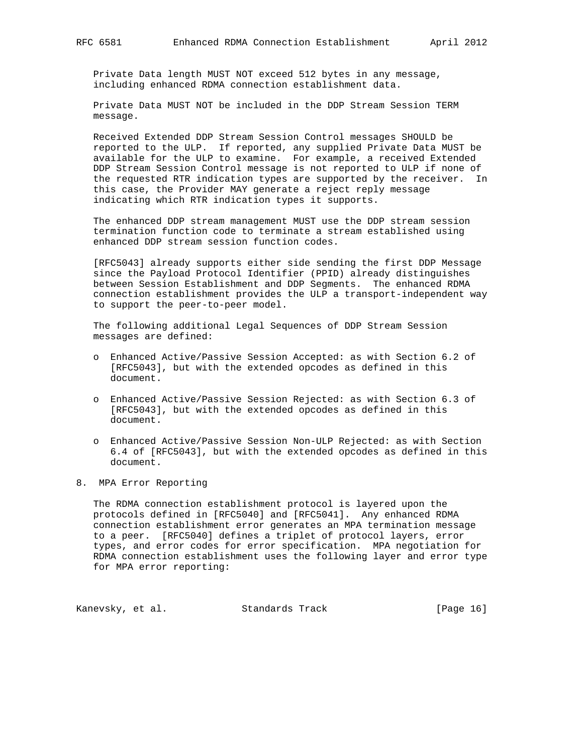Private Data length MUST NOT exceed 512 bytes in any message, including enhanced RDMA connection establishment data.

Private Data MUST NOT be included in the DDP Stream Session TERM message.

Received Extended DDP Stream Session Control messages SHOULD be reported to the ULP. If reported, any supplied Private Data MUST be available for the ULP to examine. For example, a received Extended DDP Stream Session Control message is not reported to ULP if none of the requested RTR indication types are supported by the receiver. In this case, the Provider MAY generate a reject reply message indicating which RTR indication types it supports.

The enhanced DDP stream management MUST use the DDP stream session termination function code to terminate a stream established using enhanced DDP stream session function codes.

[RFC5043] already supports either side sending the first DDP Message since the Payload Protocol Identifier (PPID) already distinguishes between Session Establishment and DDP Segments. The enhanced RDMA connection establishment provides the ULP a transport-independent way to support the peer-to-peer model.

The following additional Legal Sequences of DDP Stream Session messages are defined:

- Enhanced Active/Passive Session Accepted: as with Section 6.2 of [RFC5043], but with the extended opcodes as defined in this document.
- Enhanced Active/Passive Session Rejected: as with Section 6.3 of [RFC5043], but with the extended opcodes as defined in this document.
- Enhanced Active/Passive Session Non-ULP Rejected: as with Section 6.4 of [RFC5043], but with the extended opcodes as defined in this document.

## 8. MPA Error Reporting

The RDMA connection establishment protocol is layered upon the protocols defined in [RFC5040] and [RFC5041]. Any enhanced RDMA connection establishment error generates an MPA termination message to a peer. [RFC5040] defines a triplet of protocol layers, error types, and error codes for error specification. MPA negotiation for RDMA connection establishment uses the following layer and error type for MPA error reporting: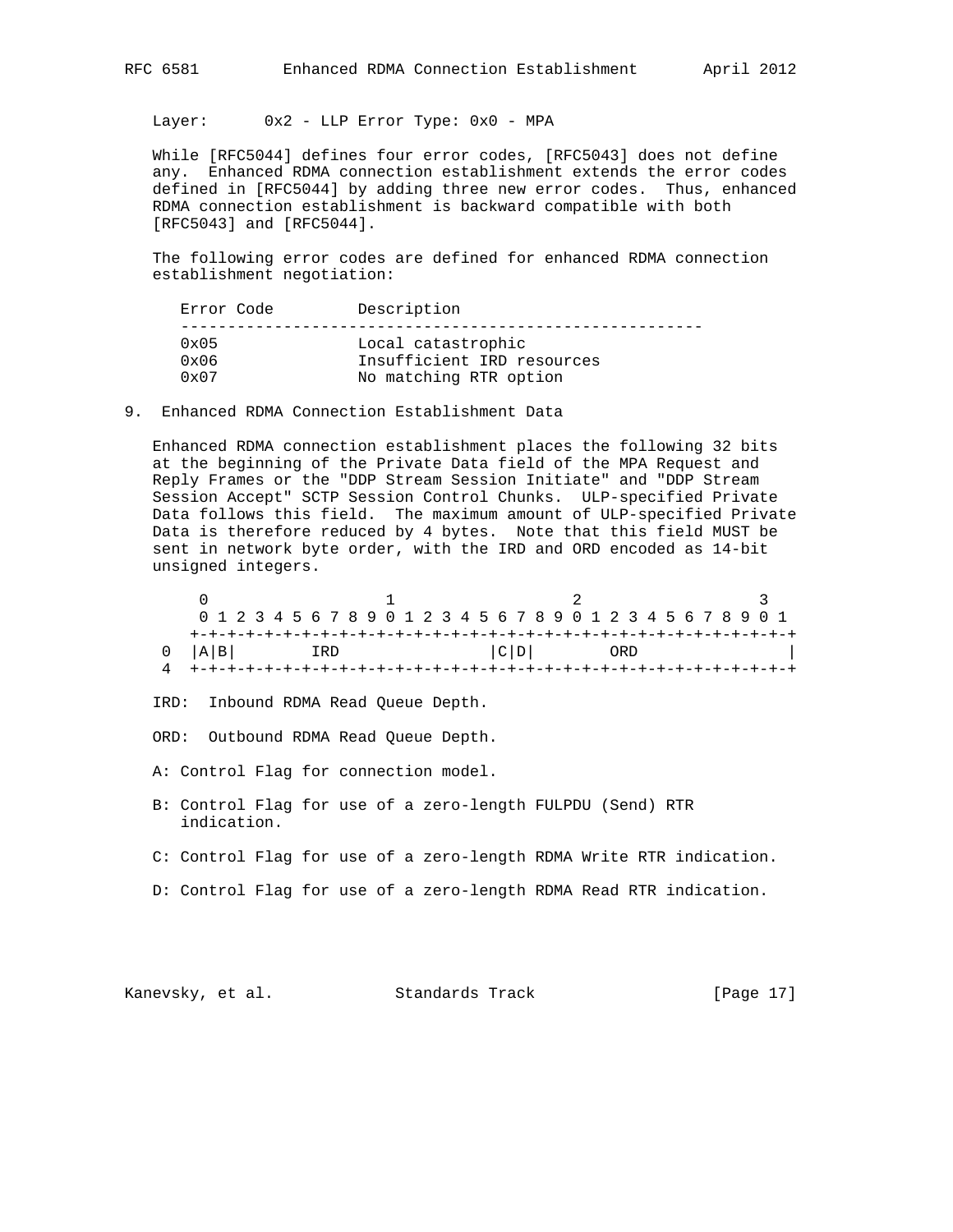Layer: 0x2 - LLP Error Type: 0x0 - MPA

While [RFC5044] defines four error codes, [RFC5043] does not define any. Enhanced RDMA connection establishment extends the error codes defined in [RFC5044] by adding three new error codes. Thus, enhanced RDMA connection establishment is backward compatible with both [RFC5043] and [RFC5044].

The following error codes are defined for enhanced RDMA connection establishment negotiation:

| Error Code | Description |
|---|---|
| 0x05 | Local catastrophic |
| 0x06 | Insufficient IRD resources |
| 0x07 | No matching RTR option |

## 9. Enhanced RDMA Connection Establishment Data

Enhanced RDMA connection establishment places the following 32 bits at the beginning of the Private Data field of the MPA Request and Reply Frames or the "DDP Stream Session Initiate" and "DDP Stream Session Accept" SCTP Session Control Chunks. ULP-specified Private Data follows this field. The maximum amount of ULP-specified Private Data is therefore reduced by 4 bytes. Note that this field MUST be sent in network byte order, with the IRD and ORD encoded as 14-bit unsigned integers.

```
     0                   1                   2                   3
     0 1 2 3 4 5 6 7 8 9 0 1 2 3 4 5 6 7 8 9 0 1 2 3 4 5 6 7 8 9 0 1
    +-+-+-+-+-+-+-+-+-+-+-+-+-+-+-+-+-+-+-+-+-+-+-+-+-+-+-+-+-+-+-+-+
  0 |A|B|        IRD                |C|D|        ORD                |
  4 +-+-+-+-+-+-+-+-+-+-+-+-+-+-+-+-+-+-+-+-+-+-+-+-+-+-+-+-+-+-+-+-+
```

IRD: Inbound RDMA Read Queue Depth.

ORD: Outbound RDMA Read Queue Depth.

A: Control Flag for connection model.

B: Control Flag for use of a zero-length FULPDU (Send) RTR indication.

C: Control Flag for use of a zero-length RDMA Write RTR indication.

D: Control Flag for use of a zero-length RDMA Read RTR indication.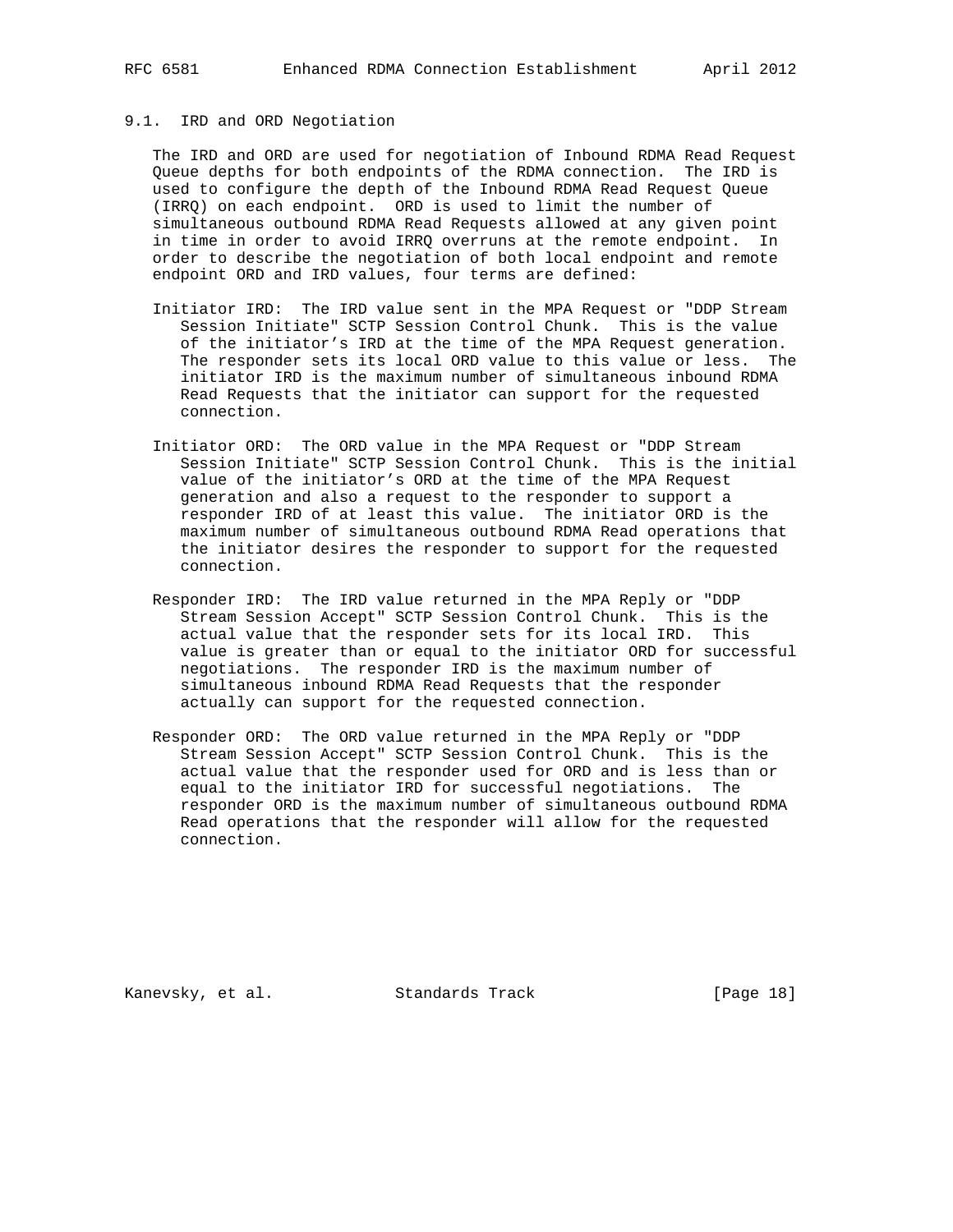### 9.1. IRD and ORD Negotiation

The IRD and ORD are used for negotiation of Inbound RDMA Read Request Queue depths for both endpoints of the RDMA connection. The IRD is used to configure the depth of the Inbound RDMA Read Request Queue (IRRQ) on each endpoint. ORD is used to limit the number of simultaneous outbound RDMA Read Requests allowed at any given point in time in order to avoid IRRQ overruns at the remote endpoint. In order to describe the negotiation of both local endpoint and remote endpoint ORD and IRD values, four terms are defined:

Initiator IRD: The IRD value sent in the MPA Request or "DDP Stream Session Initiate" SCTP Session Control Chunk. This is the value of the initiator's IRD at the time of the MPA Request generation. The responder sets its local ORD value to this value or less. The initiator IRD is the maximum number of simultaneous inbound RDMA Read Requests that the initiator can support for the requested connection.

Initiator ORD: The ORD value in the MPA Request or "DDP Stream Session Initiate" SCTP Session Control Chunk. This is the initial value of the initiator's ORD at the time of the MPA Request generation and also a request to the responder to support a responder IRD of at least this value. The initiator ORD is the maximum number of simultaneous outbound RDMA Read operations that the initiator desires the responder to support for the requested connection.

Responder IRD: The IRD value returned in the MPA Reply or "DDP Stream Session Accept" SCTP Session Control Chunk. This is the actual value that the responder sets for its local IRD. This value is greater than or equal to the initiator ORD for successful negotiations. The responder IRD is the maximum number of simultaneous inbound RDMA Read Requests that the responder actually can support for the requested connection.

Responder ORD: The ORD value returned in the MPA Reply or "DDP Stream Session Accept" SCTP Session Control Chunk. This is the actual value that the responder used for ORD and is less than or equal to the initiator IRD for successful negotiations. The responder ORD is the maximum number of simultaneous outbound RDMA Read operations that the responder will allow for the requested connection.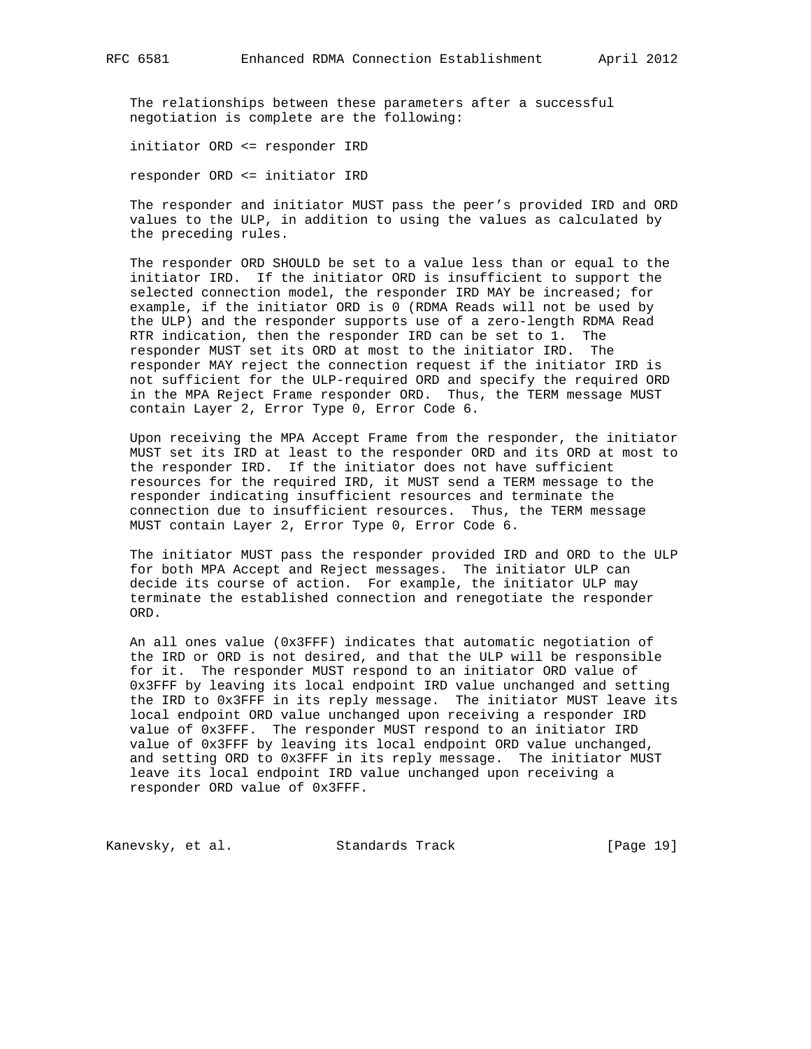The relationships between these parameters after a successful negotiation is complete are the following:

initiator ORD <= responder IRD

responder ORD <= initiator IRD

The responder and initiator MUST pass the peer's provided IRD and ORD values to the ULP, in addition to using the values as calculated by the preceding rules.

The responder ORD SHOULD be set to a value less than or equal to the initiator IRD. If the initiator ORD is insufficient to support the selected connection model, the responder IRD MAY be increased; for example, if the initiator ORD is 0 (RDMA Reads will not be used by the ULP) and the responder supports use of a zero-length RDMA Read RTR indication, then the responder IRD can be set to 1. The responder MUST set its ORD at most to the initiator IRD. The responder MAY reject the connection request if the initiator IRD is not sufficient for the ULP-required ORD and specify the required ORD in the MPA Reject Frame responder ORD. Thus, the TERM message MUST contain Layer 2, Error Type 0, Error Code 6.

Upon receiving the MPA Accept Frame from the responder, the initiator MUST set its IRD at least to the responder ORD and its ORD at most to the responder IRD. If the initiator does not have sufficient resources for the required IRD, it MUST send a TERM message to the responder indicating insufficient resources and terminate the connection due to insufficient resources. Thus, the TERM message MUST contain Layer 2, Error Type 0, Error Code 6.

The initiator MUST pass the responder provided IRD and ORD to the ULP for both MPA Accept and Reject messages. The initiator ULP can decide its course of action. For example, the initiator ULP may terminate the established connection and renegotiate the responder ORD.

An all ones value (0x3FFF) indicates that automatic negotiation of the IRD or ORD is not desired, and that the ULP will be responsible for it. The responder MUST respond to an initiator ORD value of 0x3FFF by leaving its local endpoint IRD value unchanged and setting the IRD to 0x3FFF in its reply message. The initiator MUST leave its local endpoint ORD value unchanged upon receiving a responder IRD value of 0x3FFF. The responder MUST respond to an initiator IRD value of 0x3FFF by leaving its local endpoint ORD value unchanged, and setting ORD to 0x3FFF in its reply message. The initiator MUST leave its local endpoint IRD value unchanged upon receiving a responder ORD value of 0x3FFF.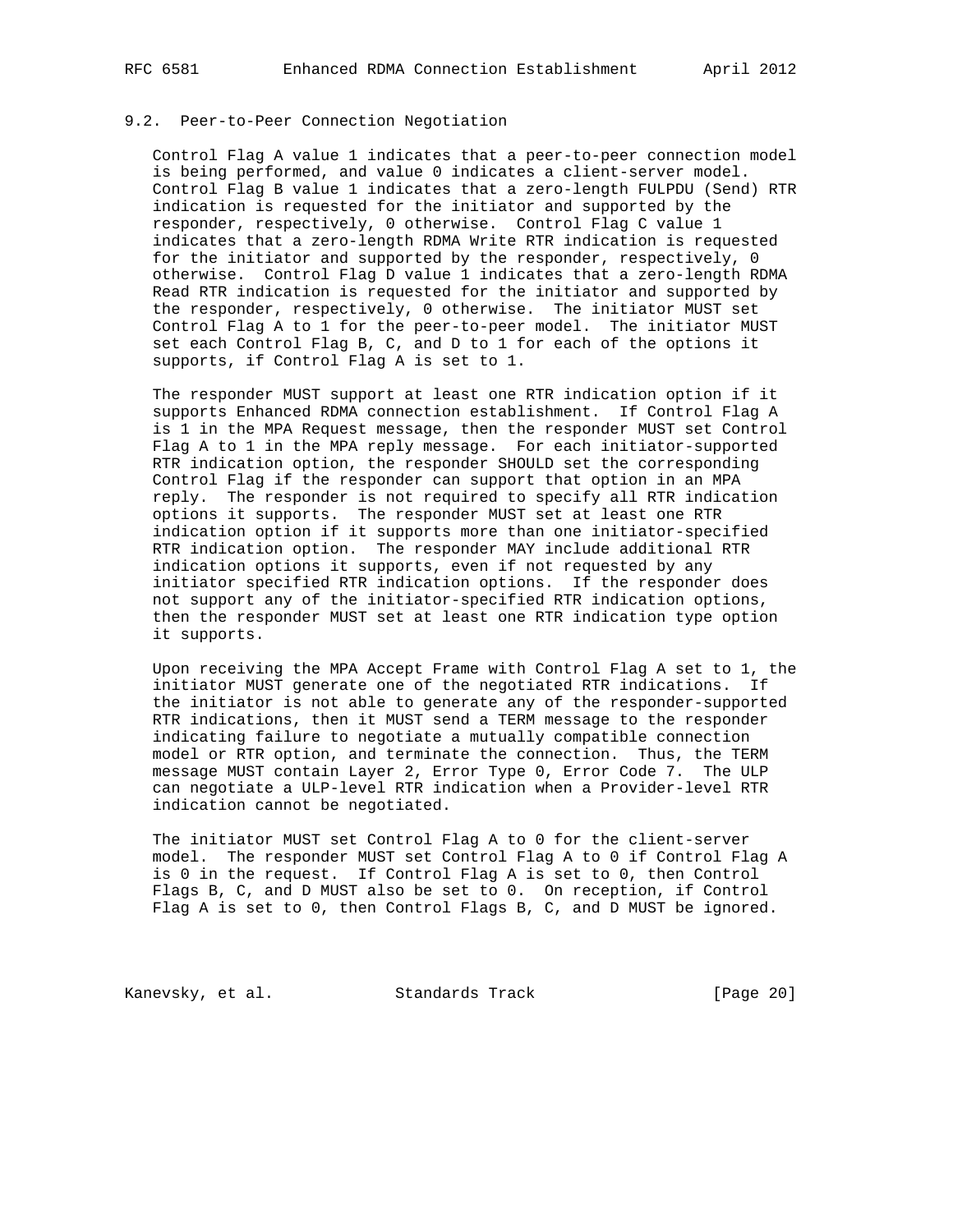### 9.2. Peer-to-Peer Connection Negotiation

Control Flag A value 1 indicates that a peer-to-peer connection model is being performed, and value 0 indicates a client-server model. Control Flag B value 1 indicates that a zero-length FULPDU (Send) RTR indication is requested for the initiator and supported by the responder, respectively, 0 otherwise. Control Flag C value 1 indicates that a zero-length RDMA Write RTR indication is requested for the initiator and supported by the responder, respectively, 0 otherwise. Control Flag D value 1 indicates that a zero-length RDMA Read RTR indication is requested for the initiator and supported by the responder, respectively, 0 otherwise. The initiator MUST set Control Flag A to 1 for the peer-to-peer model. The initiator MUST set each Control Flag B, C, and D to 1 for each of the options it supports, if Control Flag A is set to 1.

The responder MUST support at least one RTR indication option if it supports Enhanced RDMA connection establishment. If Control Flag A is 1 in the MPA Request message, then the responder MUST set Control Flag A to 1 in the MPA reply message. For each initiator-supported RTR indication option, the responder SHOULD set the corresponding Control Flag if the responder can support that option in an MPA reply. The responder is not required to specify all RTR indication options it supports. The responder MUST set at least one RTR indication option if it supports more than one initiator-specified RTR indication option. The responder MAY include additional RTR indication options it supports, even if not requested by any initiator specified RTR indication options. If the responder does not support any of the initiator-specified RTR indication options, then the responder MUST set at least one RTR indication type option it supports.

Upon receiving the MPA Accept Frame with Control Flag A set to 1, the initiator MUST generate one of the negotiated RTR indications. If the initiator is not able to generate any of the responder-supported RTR indications, then it MUST send a TERM message to the responder indicating failure to negotiate a mutually compatible connection model or RTR option, and terminate the connection. Thus, the TERM message MUST contain Layer 2, Error Type 0, Error Code 7. The ULP can negotiate a ULP-level RTR indication when a Provider-level RTR indication cannot be negotiated.

The initiator MUST set Control Flag A to 0 for the client-server model. The responder MUST set Control Flag A to 0 if Control Flag A is 0 in the request. If Control Flag A is set to 0, then Control Flags B, C, and D MUST also be set to 0. On reception, if Control Flag A is set to 0, then Control Flags B, C, and D MUST be ignored.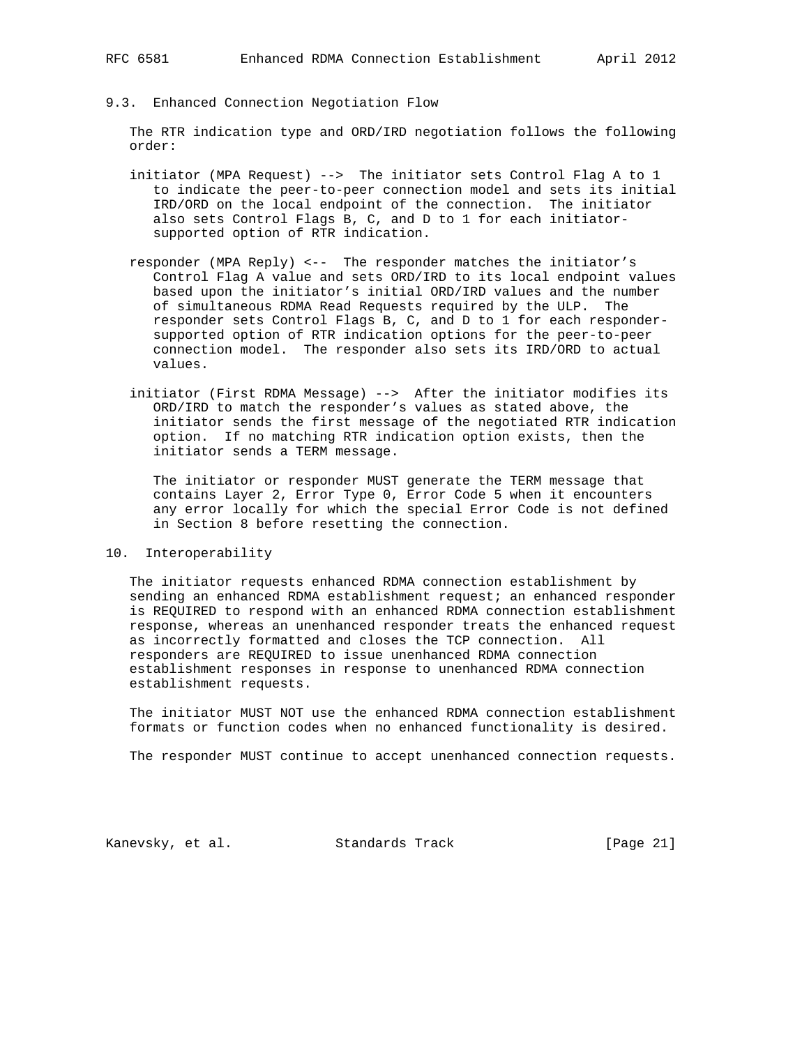### 9.3. Enhanced Connection Negotiation Flow

The RTR indication type and ORD/IRD negotiation follows the following order:

initiator (MPA Request) --> The initiator sets Control Flag A to 1 to indicate the peer-to-peer connection model and sets its initial IRD/ORD on the local endpoint of the connection. The initiator also sets Control Flags B, C, and D to 1 for each initiator-supported option of RTR indication.

responder (MPA Reply) <-- The responder matches the initiator's Control Flag A value and sets ORD/IRD to its local endpoint values based upon the initiator's initial ORD/IRD values and the number of simultaneous RDMA Read Requests required by the ULP. The responder sets Control Flags B, C, and D to 1 for each responder-supported option of RTR indication options for the peer-to-peer connection model. The responder also sets its IRD/ORD to actual values.

initiator (First RDMA Message) --> After the initiator modifies its ORD/IRD to match the responder's values as stated above, the initiator sends the first message of the negotiated RTR indication option. If no matching RTR indication option exists, then the initiator sends a TERM message.

The initiator or responder MUST generate the TERM message that contains Layer 2, Error Type 0, Error Code 5 when it encounters any error locally for which the special Error Code is not defined in Section 8 before resetting the connection.

## 10. Interoperability

The initiator requests enhanced RDMA connection establishment by sending an enhanced RDMA establishment request; an enhanced responder is REQUIRED to respond with an enhanced RDMA connection establishment response, whereas an unenhanced responder treats the enhanced request as incorrectly formatted and closes the TCP connection. All responders are REQUIRED to issue unenhanced RDMA connection establishment responses in response to unenhanced RDMA connection establishment requests.

The initiator MUST NOT use the enhanced RDMA connection establishment formats or function codes when no enhanced functionality is desired.

The responder MUST continue to accept unenhanced connection requests.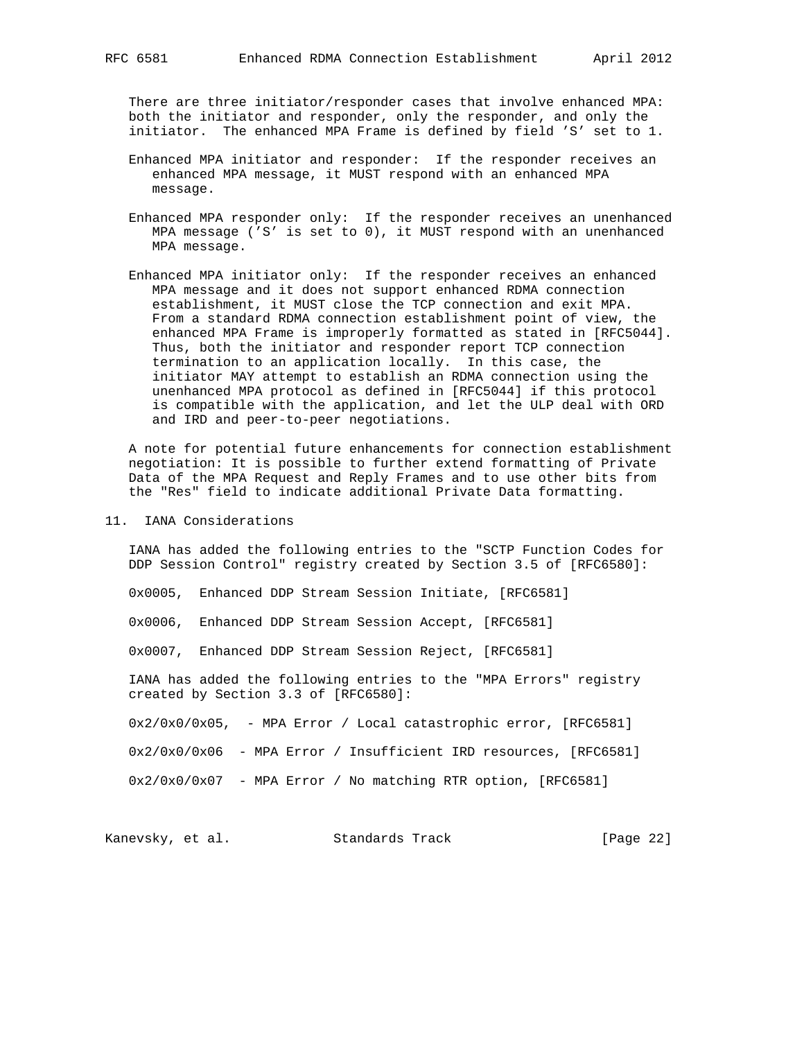There are three initiator/responder cases that involve enhanced MPA: both the initiator and responder, only the responder, and only the initiator. The enhanced MPA Frame is defined by field 'S' set to 1.

Enhanced MPA initiator and responder: If the responder receives an enhanced MPA message, it MUST respond with an enhanced MPA message.

Enhanced MPA responder only: If the responder receives an unenhanced MPA message ('S' is set to 0), it MUST respond with an unenhanced MPA message.

Enhanced MPA initiator only: If the responder receives an enhanced MPA message and it does not support enhanced RDMA connection establishment, it MUST close the TCP connection and exit MPA. From a standard RDMA connection establishment point of view, the enhanced MPA Frame is improperly formatted as stated in [RFC5044]. Thus, both the initiator and responder report TCP connection termination to an application locally. In this case, the initiator MAY attempt to establish an RDMA connection using the unenhanced MPA protocol as defined in [RFC5044] if this protocol is compatible with the application, and let the ULP deal with ORD and IRD and peer-to-peer negotiations.

A note for potential future enhancements for connection establishment negotiation: It is possible to further extend formatting of Private Data of the MPA Request and Reply Frames and to use other bits from the "Res" field to indicate additional Private Data formatting.

## 11. IANA Considerations

IANA has added the following entries to the "SCTP Function Codes for DDP Session Control" registry created by Section 3.5 of [RFC6580]:

0x0005, Enhanced DDP Stream Session Initiate, [RFC6581]

0x0006, Enhanced DDP Stream Session Accept, [RFC6581]

0x0007, Enhanced DDP Stream Session Reject, [RFC6581]

IANA has added the following entries to the "MPA Errors" registry created by Section 3.3 of [RFC6580]:

0x2/0x0/0x05, - MPA Error / Local catastrophic error, [RFC6581]

0x2/0x0/0x06 - MPA Error / Insufficient IRD resources, [RFC6581]

0x2/0x0/0x07 - MPA Error / No matching RTR option, [RFC6581]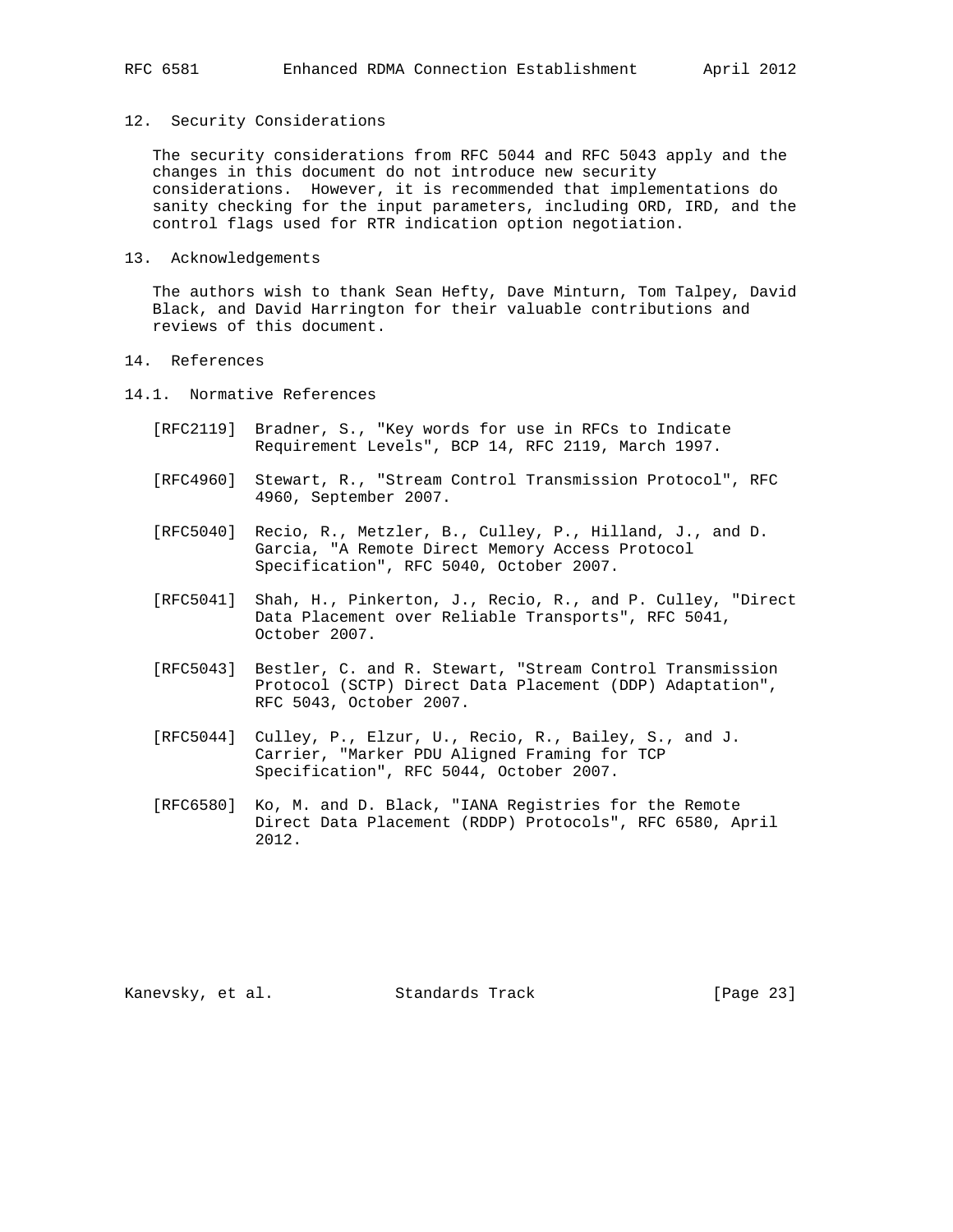## 12. Security Considerations

The security considerations from RFC 5044 and RFC 5043 apply and the changes in this document do not introduce new security considerations. However, it is recommended that implementations do sanity checking for the input parameters, including ORD, IRD, and the control flags used for RTR indication option negotiation.

## 13. Acknowledgements

The authors wish to thank Sean Hefty, Dave Minturn, Tom Talpey, David Black, and David Harrington for their valuable contributions and reviews of this document.

## 14. References

### 14.1. Normative References

[RFC2119] Bradner, S., "Key words for use in RFCs to Indicate Requirement Levels", BCP 14, RFC 2119, March 1997.

[RFC4960] Stewart, R., "Stream Control Transmission Protocol", RFC 4960, September 2007.

[RFC5040] Recio, R., Metzler, B., Culley, P., Hilland, J., and D. Garcia, "A Remote Direct Memory Access Protocol Specification", RFC 5040, October 2007.

[RFC5041] Shah, H., Pinkerton, J., Recio, R., and P. Culley, "Direct Data Placement over Reliable Transports", RFC 5041, October 2007.

[RFC5043] Bestler, C. and R. Stewart, "Stream Control Transmission Protocol (SCTP) Direct Data Placement (DDP) Adaptation", RFC 5043, October 2007.

[RFC5044] Culley, P., Elzur, U., Recio, R., Bailey, S., and J. Carrier, "Marker PDU Aligned Framing for TCP Specification", RFC 5044, October 2007.

[RFC6580] Ko, M. and D. Black, "IANA Registries for the Remote Direct Data Placement (RDDP) Protocols", RFC 6580, April 2012.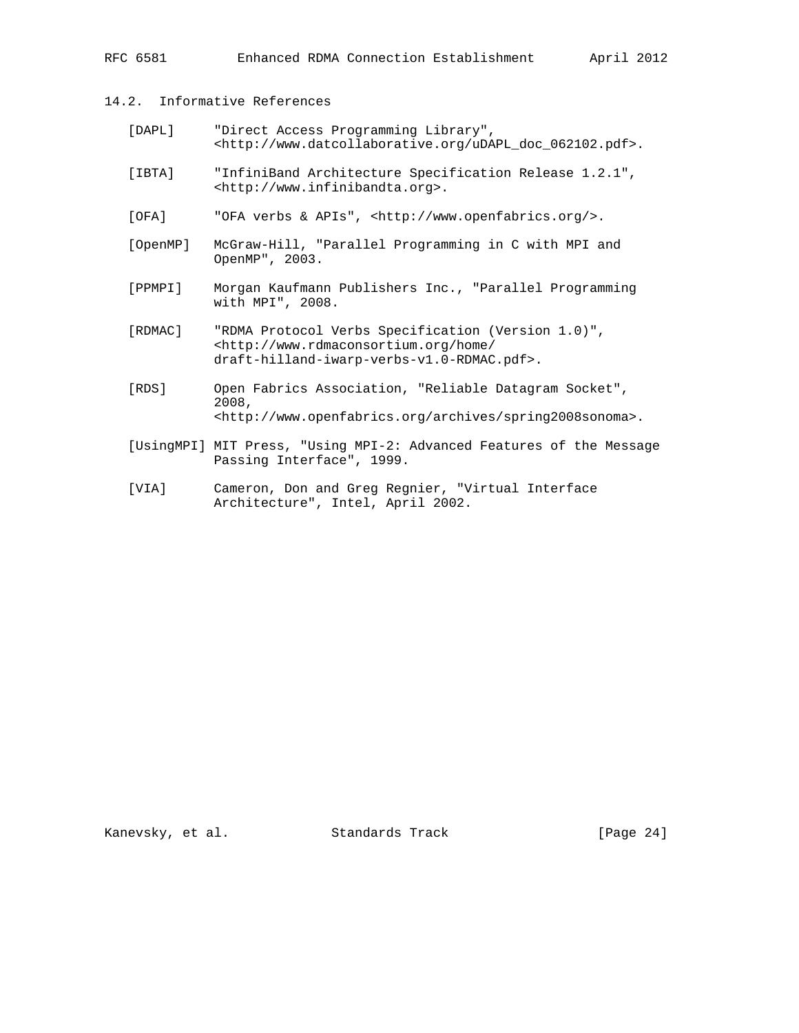### 14.2. Informative References

[DAPL] "Direct Access Programming Library", <http://www.datcollaborative.org/uDAPL_doc_062102.pdf>.

[IBTA] "InfiniBand Architecture Specification Release 1.2.1", <http://www.infinibandta.org>.

[OFA] "OFA verbs & APIs", <http://www.openfabrics.org/>.

[OpenMP] McGraw-Hill, "Parallel Programming in C with MPI and OpenMP", 2003.

[PPMPI] Morgan Kaufmann Publishers Inc., "Parallel Programming with MPI", 2008.

[RDMAC] "RDMA Protocol Verbs Specification (Version 1.0)", <http://www.rdmaconsortium.org/home/draft-hilland-iwarp-verbs-v1.0-RDMAC.pdf>.

[RDS] Open Fabrics Association, "Reliable Datagram Socket", 2008, <http://www.openfabrics.org/archives/spring2008sonoma>.

[UsingMPI] MIT Press, "Using MPI-2: Advanced Features of the Message Passing Interface", 1999.

[VIA] Cameron, Don and Greg Regnier, "Virtual Interface Architecture", Intel, April 2002.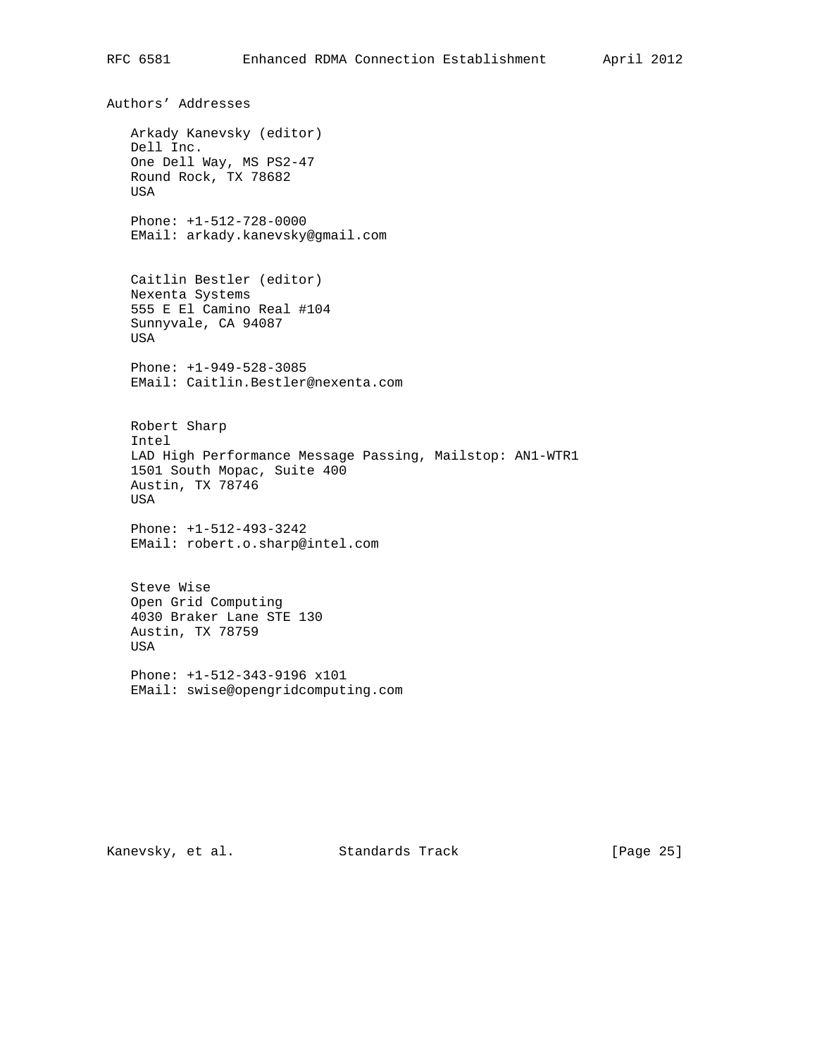## Authors' Addresses

Arkady Kanevsky (editor)
Dell Inc.
One Dell Way, MS PS2-47
Round Rock, TX 78682
USA

Phone: +1-512-728-0000
EMail: arkady.kanevsky@gmail.com

Caitlin Bestler (editor)
Nexenta Systems
555 E El Camino Real #104
Sunnyvale, CA 94087
USA

Phone: +1-949-528-3085
EMail: Caitlin.Bestler@nexenta.com

Robert Sharp
Intel
LAD High Performance Message Passing, Mailstop: AN1-WTR1
1501 South Mopac, Suite 400
Austin, TX 78746
USA

Phone: +1-512-493-3242
EMail: robert.o.sharp@intel.com

Steve Wise
Open Grid Computing
4030 Braker Lane STE 130
Austin, TX 78759
USA

Phone: +1-512-343-9196 x101
EMail: swise@opengridcomputing.com